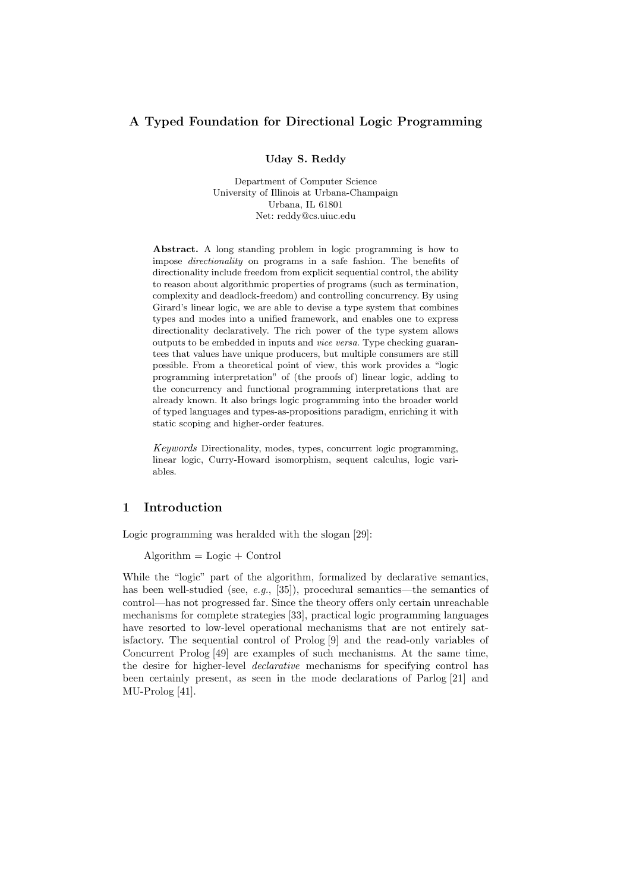# A Typed Foundation for Directional Logic Programming

**Uday S. Reddy**

Department of Computer Science
University of Illinois at Urbana-Champaign
Urbana, IL 61801
Net: reddy@cs.uiuc.edu

**Abstract.** A long standing problem in logic programming is how to impose *directionality* on programs in a safe fashion. The benefits of directionality include freedom from explicit sequential control, the ability to reason about algorithmic properties of programs (such as termination, complexity and deadlock-freedom) and controlling concurrency. By using Girard's linear logic, we are able to devise a type system that combines types and modes into a unified framework, and enables one to express directionality declaratively. The rich power of the type system allows outputs to be embedded in inputs and *vice versa*. Type checking guarantees that values have unique producers, but multiple consumers are still possible. From a theoretical point of view, this work provides a "logic programming interpretation" of (the proofs of) linear logic, adding to the concurrency and functional programming interpretations that are already known. It also brings logic programming into the broader world of typed languages and types-as-propositions paradigm, enriching it with static scoping and higher-order features.

*Keywords* Directionality, modes, types, concurrent logic programming, linear logic, Curry-Howard isomorphism, sequent calculus, logic variables.

## 1 Introduction

Logic programming was heralded with the slogan [29]:

Algorithm = Logic + Control

While the "logic" part of the algorithm, formalized by declarative semantics, has been well-studied (see, *e.g.*, [35]), procedural semantics—the semantics of control—has not progressed far. Since the theory offers only certain unreachable mechanisms for complete strategies [33], practical logic programming languages have resorted to low-level operational mechanisms that are not entirely satisfactory. The sequential control of Prolog [9] and the read-only variables of Concurrent Prolog [49] are examples of such mechanisms. At the same time, the desire for higher-level *declarative* mechanisms for specifying control has been certainly present, as seen in the mode declarations of Parlog [21] and MU-Prolog [41].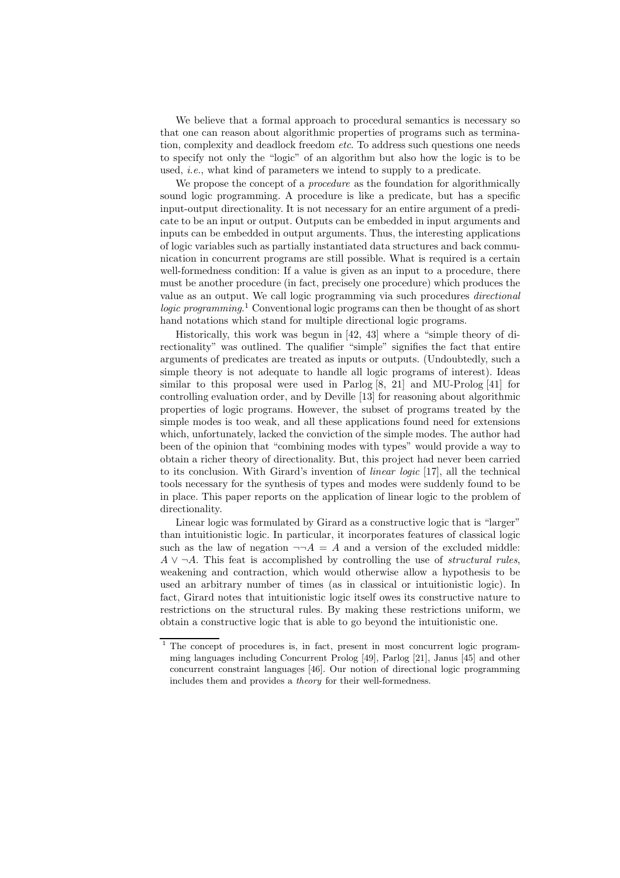We believe that a formal approach to procedural semantics is necessary so that one can reason about algorithmic properties of programs such as termination, complexity and deadlock freedom *etc.* To address such questions one needs to specify not only the "logic" of an algorithm but also how the logic is to be used, *i.e.*, what kind of parameters we intend to supply to a predicate.

We propose the concept of a *procedure* as the foundation for algorithmically sound logic programming. A procedure is like a predicate, but has a specific input-output directionality. It is not necessary for an entire argument of a predicate to be an input or output. Outputs can be embedded in input arguments and inputs can be embedded in output arguments. Thus, the interesting applications of logic variables such as partially instantiated data structures and back communication in concurrent programs are still possible. What is required is a certain well-formedness condition: If a value is given as an input to a procedure, there must be another procedure (in fact, precisely one procedure) which produces the value as an output. We call logic programming via such procedures *directional logic programming*.[1] Conventional logic programs can then be thought of as short hand notations which stand for multiple directional logic programs.

Historically, this work was begun in [42, 43] where a "simple theory of directionality" was outlined. The qualifier "simple" signifies the fact that entire arguments of predicates are treated as inputs or outputs. (Undoubtedly, such a simple theory is not adequate to handle all logic programs of interest). Ideas similar to this proposal were used in Parlog [8, 21] and MU-Prolog [41] for controlling evaluation order, and by Deville [13] for reasoning about algorithmic properties of logic programs. However, the subset of programs treated by the simple modes is too weak, and all these applications found need for extensions which, unfortunately, lacked the conviction of the simple modes. The author had been of the opinion that "combining modes with types" would provide a way to obtain a richer theory of directionality. But, this project had never been carried to its conclusion. With Girard's invention of *linear logic* [17], all the technical tools necessary for the synthesis of types and modes were suddenly found to be in place. This paper reports on the application of linear logic to the problem of directionality.

Linear logic was formulated by Girard as a constructive logic that is "larger" than intuitionistic logic. In particular, it incorporates features of classical logic such as the law of negation $\neg\neg A = A$ and a version of the excluded middle: $A \vee \neg A$. This feat is accomplished by controlling the use of *structural rules*, weakening and contraction, which would otherwise allow a hypothesis to be used an arbitrary number of times (as in classical or intuitionistic logic). In fact, Girard notes that intuitionistic logic itself owes its constructive nature to restrictions on the structural rules. By making these restrictions uniform, we obtain a constructive logic that is able to go beyond the intuitionistic one.

[1] The concept of procedures is, in fact, present in most concurrent logic programming languages including Concurrent Prolog [49], Parlog [21], Janus [45] and other concurrent constraint languages [46]. Our notion of directional logic programming includes them and provides a *theory* for their well-formedness.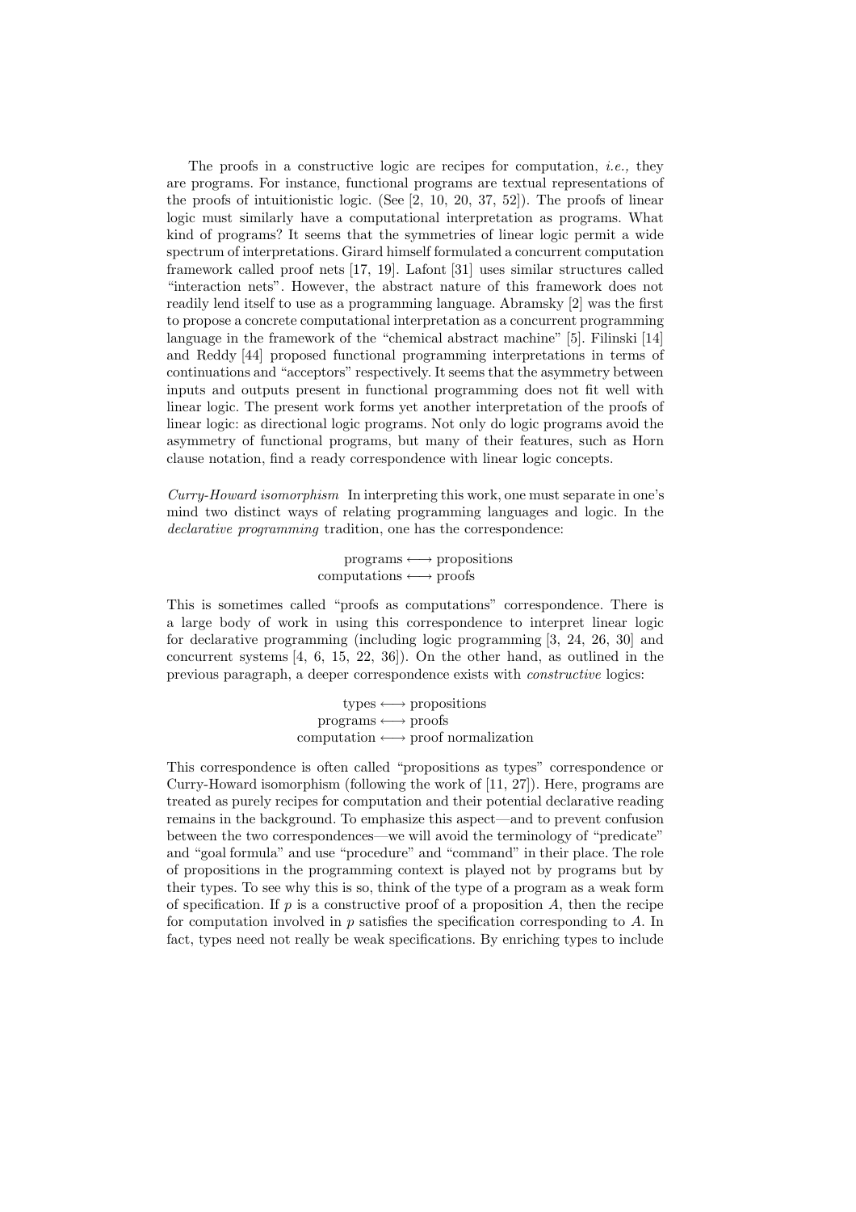The proofs in a constructive logic are recipes for computation, *i.e.,* they are programs. For instance, functional programs are textual representations of the proofs of intuitionistic logic. (See [2, 10, 20, 37, 52]). The proofs of linear logic must similarly have a computational interpretation as programs. What kind of programs? It seems that the symmetries of linear logic permit a wide spectrum of interpretations. Girard himself formulated a concurrent computation framework called proof nets [17, 19]. Lafont [31] uses similar structures called "interaction nets". However, the abstract nature of this framework does not readily lend itself to use as a programming language. Abramsky [2] was the first to propose a concrete computational interpretation as a concurrent programming language in the framework of the "chemical abstract machine" [5]. Filinski [14] and Reddy [44] proposed functional programming interpretations in terms of continuations and "acceptors" respectively. It seems that the asymmetry between inputs and outputs present in functional programming does not fit well with linear logic. The present work forms yet another interpretation of the proofs of linear logic: as directional logic programs. Not only do logic programs avoid the asymmetry of functional programs, but many of their features, such as Horn clause notation, find a ready correspondence with linear logic concepts.

*Curry-Howard isomorphism* In interpreting this work, one must separate in one's mind two distinct ways of relating programming languages and logic. In the *declarative programming* tradition, one has the correspondence:

$$\begin{aligned} \text{programs} &\longleftrightarrow \text{propositions} \\ \text{computations} &\longleftrightarrow \text{proofs} \end{aligned}$$

This is sometimes called "proofs as computations" correspondence. There is a large body of work in using this correspondence to interpret linear logic for declarative programming (including logic programming [3, 24, 26, 30] and concurrent systems [4, 6, 15, 22, 36]). On the other hand, as outlined in the previous paragraph, a deeper correspondence exists with *constructive* logics:

$$\begin{aligned} \text{types} &\longleftrightarrow \text{propositions} \\ \text{programs} &\longleftrightarrow \text{proofs} \\ \text{computation} &\longleftrightarrow \text{proof normalization} \end{aligned}$$

This correspondence is often called "propositions as types" correspondence or Curry-Howard isomorphism (following the work of [11, 27]). Here, programs are treated as purely recipes for computation and their potential declarative reading remains in the background. To emphasize this aspect—and to prevent confusion between the two correspondences—we will avoid the terminology of "predicate" and "goal formula" and use "procedure" and "command" in their place. The role of propositions in the programming context is played not by programs but by their types. To see why this is so, think of the type of a program as a weak form of specification. If $p$ is a constructive proof of a proposition $A$, then the recipe for computation involved in $p$ satisfies the specification corresponding to $A$. In fact, types need not really be weak specifications. By enriching types to include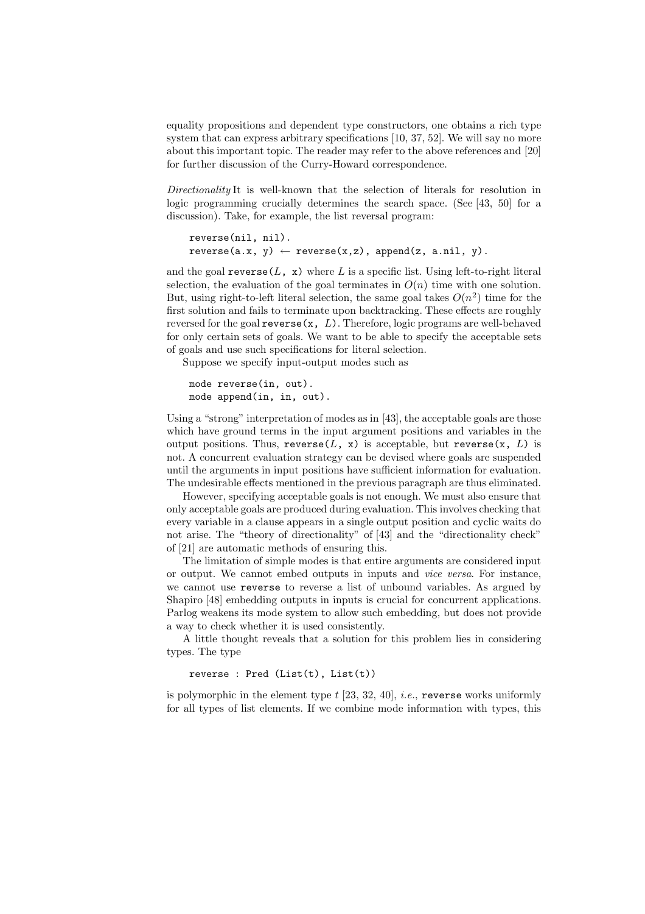equality propositions and dependent type constructors, one obtains a rich type system that can express arbitrary specifications [10, 37, 52]. We will say no more about this important topic. The reader may refer to the above references and [20] for further discussion of the Curry-Howard correspondence.

*Directionality* It is well-known that the selection of literals for resolution in logic programming crucially determines the search space. (See [43, 50] for a discussion). Take, for example, the list reversal program:

```
reverse(nil, nil).
reverse(a.x, y) ← reverse(x,z), append(z, a.nil, y).
```

and the goal `reverse(`$L$`, x)` where $L$ is a specific list. Using left-to-right literal selection, the evaluation of the goal terminates in $O(n)$ time with one solution. But, using right-to-left literal selection, the same goal takes $O(n^2)$ time for the first solution and fails to terminate upon backtracking. These effects are roughly reversed for the goal `reverse(x, `$L$`)`. Therefore, logic programs are well-behaved for only certain sets of goals. We want to be able to specify the acceptable sets of goals and use such specifications for literal selection.

Suppose we specify input-output modes such as

```
mode reverse(in, out).
mode append(in, in, out).
```

Using a "strong" interpretation of modes as in [43], the acceptable goals are those which have ground terms in the input argument positions and variables in the output positions. Thus, `reverse(`$L$`, x)` is acceptable, but `reverse(x, `$L$`)` is not. A concurrent evaluation strategy can be devised where goals are suspended until the arguments in input positions have sufficient information for evaluation. The undesirable effects mentioned in the previous paragraph are thus eliminated.

However, specifying acceptable goals is not enough. We must also ensure that only acceptable goals are produced during evaluation. This involves checking that every variable in a clause appears in a single output position and cyclic waits do not arise. The "theory of directionality" of [43] and the "directionality check" of [21] are automatic methods of ensuring this.

The limitation of simple modes is that entire arguments are considered input or output. We cannot embed outputs in inputs and *vice versa*. For instance, we cannot use `reverse` to reverse a list of unbound variables. As argued by Shapiro [48] embedding outputs in inputs is crucial for concurrent applications. Parlog weakens its mode system to allow such embedding, but does not provide a way to check whether it is used consistently.

A little thought reveals that a solution for this problem lies in considering types. The type

```
reverse : Pred (List(t), List(t))
```

is polymorphic in the element type $t$ [23, 32, 40], *i.e.*, `reverse` works uniformly for all types of list elements. If we combine mode information with types, this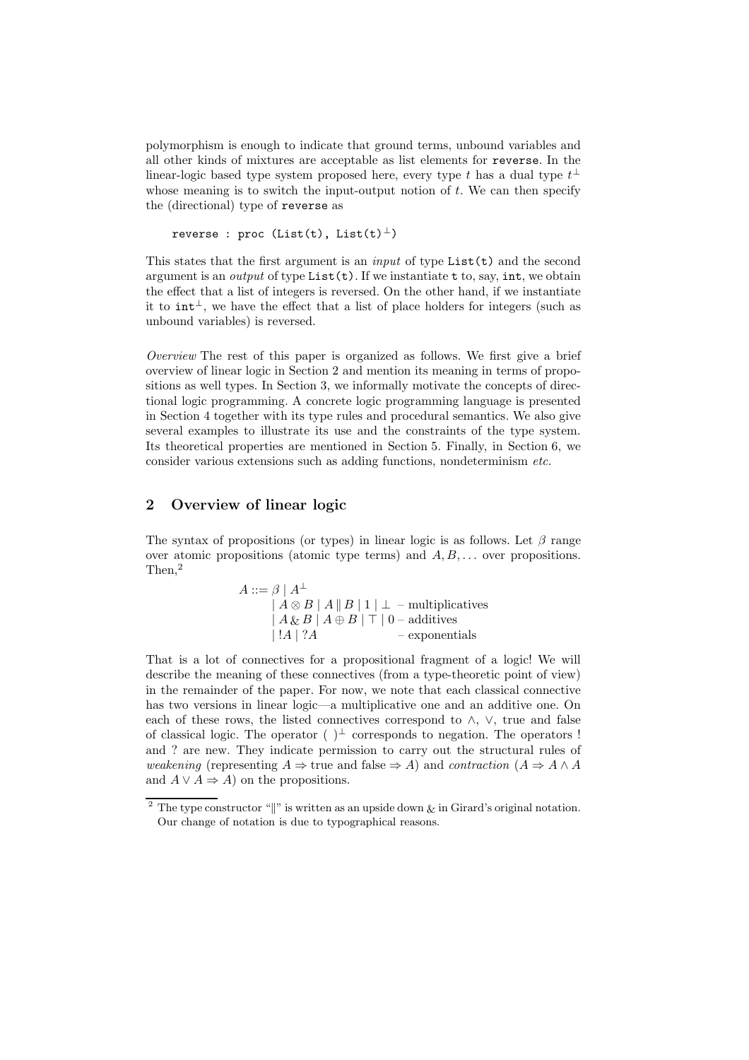polymorphism is enough to indicate that ground terms, unbound variables and all other kinds of mixtures are acceptable as list elements for `reverse`. In the linear-logic based type system proposed here, every type $t$ has a dual type $t^\perp$ whose meaning is to switch the input-output notion of $t$. We can then specify the (directional) type of `reverse` as

```
reverse : proc (List(t), List(t)⊥)
```

This states that the first argument is an *input* of type `List(t)` and the second argument is an *output* of type `List(t)`. If we instantiate `t` to, say, `int`, we obtain the effect that a list of integers is reversed. On the other hand, if we instantiate it to $\mathtt{int}^\perp$, we have the effect that a list of place holders for integers (such as unbound variables) is reversed.

*Overview* The rest of this paper is organized as follows. We first give a brief overview of linear logic in Section 2 and mention its meaning in terms of propositions as well types. In Section 3, we informally motivate the concepts of directional logic programming. A concrete logic programming language is presented in Section 4 together with its type rules and procedural semantics. We also give several examples to illustrate its use and the constraints of the type system. Its theoretical properties are mentioned in Section 5. Finally, in Section 6, we consider various extensions such as adding functions, nondeterminism *etc.*

## 2 Overview of linear logic

The syntax of propositions (or types) in linear logic is as follows. Let $\beta$ range over atomic propositions (atomic type terms) and $A, B, \ldots$ over propositions. Then,[2]

$$
\begin{aligned}
A ::= \;& \beta \mid A^\perp \\
& \mid A \otimes B \mid A \parallel B \mid 1 \mid \perp \quad \text{– multiplicatives} \\
& \mid A \,\&\, B \mid A \oplus B \mid \top \mid 0 \quad \text{– additives} \\
& \mid\, !A \mid ?A \qquad\qquad\qquad\quad \text{– exponentials}
\end{aligned}
$$

That is a lot of connectives for a propositional fragment of a logic! We will describe the meaning of these connectives (from a type-theoretic point of view) in the remainder of the paper. For now, we note that each classical connective has two versions in linear logic—a multiplicative one and an additive one. On each of these rows, the listed connectives correspond to $\wedge$, $\vee$, true and false of classical logic. The operator $(\ )^\perp$ corresponds to negation. The operators ! and ? are new. They indicate permission to carry out the structural rules of *weakening* (representing $A \Rightarrow$ true and false $\Rightarrow A$) and *contraction* ($A \Rightarrow A \wedge A$ and $A \vee A \Rightarrow A$) on the propositions.

[2] The type constructor "$\parallel$" is written as an upside down $\&$ in Girard's original notation. Our change of notation is due to typographical reasons.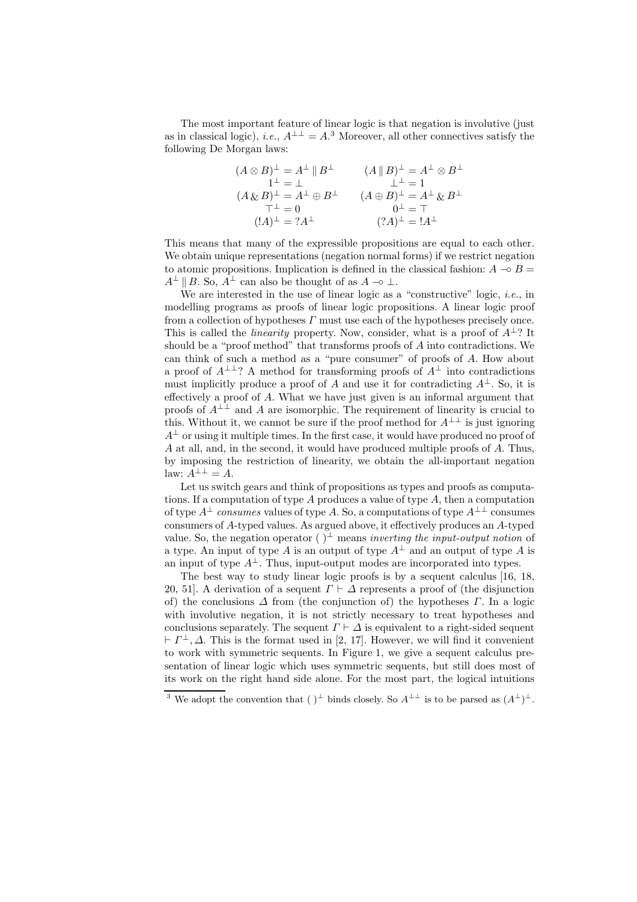The most important feature of linear logic is that negation is involutive (just as in classical logic), *i.e.*, $A^{\perp\perp} = A$.[3] Moreover, all other connectives satisfy the following De Morgan laws:

$$
\begin{array}{cc}
(A \otimes B)^{\perp} = A^{\perp} \parallel B^{\perp} & (A \parallel B)^{\perp} = A^{\perp} \otimes B^{\perp} \\
1^{\perp} = \perp & \perp^{\perp} = 1 \\
(A \,\&\, B)^{\perp} = A^{\perp} \oplus B^{\perp} & (A \oplus B)^{\perp} = A^{\perp} \,\&\, B^{\perp} \\
\top^{\perp} = 0 & 0^{\perp} = \top \\
(!A)^{\perp} = ?A^{\perp} & (?A)^{\perp} = !A^{\perp}
\end{array}
$$

This means that many of the expressible propositions are equal to each other. We obtain unique representations (negation normal forms) if we restrict negation to atomic propositions. Implication is defined in the classical fashion: $A \multimap B = A^{\perp} \parallel B$. So, $A^{\perp}$ can also be thought of as $A \multimap \perp$.

We are interested in the use of linear logic as a "constructive" logic, *i.e.*, in modelling programs as proofs of linear logic propositions. A linear logic proof from a collection of hypotheses $\Gamma$ must use each of the hypotheses precisely once. This is called the *linearity* property. Now, consider, what is a proof of $A^{\perp}$? It should be a "proof method" that transforms proofs of $A$ into contradictions. We can think of such a method as a "pure consumer" of proofs of $A$. How about a proof of $A^{\perp\perp}$? A method for transforming proofs of $A^{\perp}$ into contradictions must implicitly produce a proof of $A$ and use it for contradicting $A^{\perp}$. So, it is effectively a proof of $A$. What we have just given is an informal argument that proofs of $A^{\perp\perp}$ and $A$ are isomorphic. The requirement of linearity is crucial to this. Without it, we cannot be sure if the proof method for $A^{\perp\perp}$ is just ignoring $A^{\perp}$ or using it multiple times. In the first case, it would have produced no proof of $A$ at all, and, in the second, it would have produced multiple proofs of $A$. Thus, by imposing the restriction of linearity, we obtain the all-important negation law: $A^{\perp\perp} = A$.

Let us switch gears and think of propositions as types and proofs as computations. If a computation of type $A$ produces a value of type $A$, then a computation of type $A^{\perp}$ *consumes* values of type $A$. So, a computations of type $A^{\perp\perp}$ consumes consumers of $A$-typed values. As argued above, it effectively produces an $A$-typed value. So, the negation operator $(\;)^{\perp}$ means *inverting the input-output notion* of a type. An input of type $A$ is an output of type $A^{\perp}$ and an output of type $A$ is an input of type $A^{\perp}$. Thus, input-output modes are incorporated into types.

The best way to study linear logic proofs is by a sequent calculus [16, 18, 20, 51]. A derivation of a sequent $\Gamma \vdash \Delta$ represents a proof of (the disjunction of) the conclusions $\Delta$ from (the conjunction of) the hypotheses $\Gamma$. In a logic with involutive negation, it is not strictly necessary to treat hypotheses and conclusions separately. The sequent $\Gamma \vdash \Delta$ is equivalent to a right-sided sequent $\vdash \Gamma^{\perp}, \Delta$. This is the format used in [2, 17]. However, we will find it convenient to work with symmetric sequents. In Figure 1, we give a sequent calculus presentation of linear logic which uses symmetric sequents, but still does most of its work on the right hand side alone. For the most part, the logical intuitions

---

[3] We adopt the convention that $(\;)^{\perp}$ binds closely. So $A^{\perp\perp}$ is to be parsed as $(A^{\perp})^{\perp}$.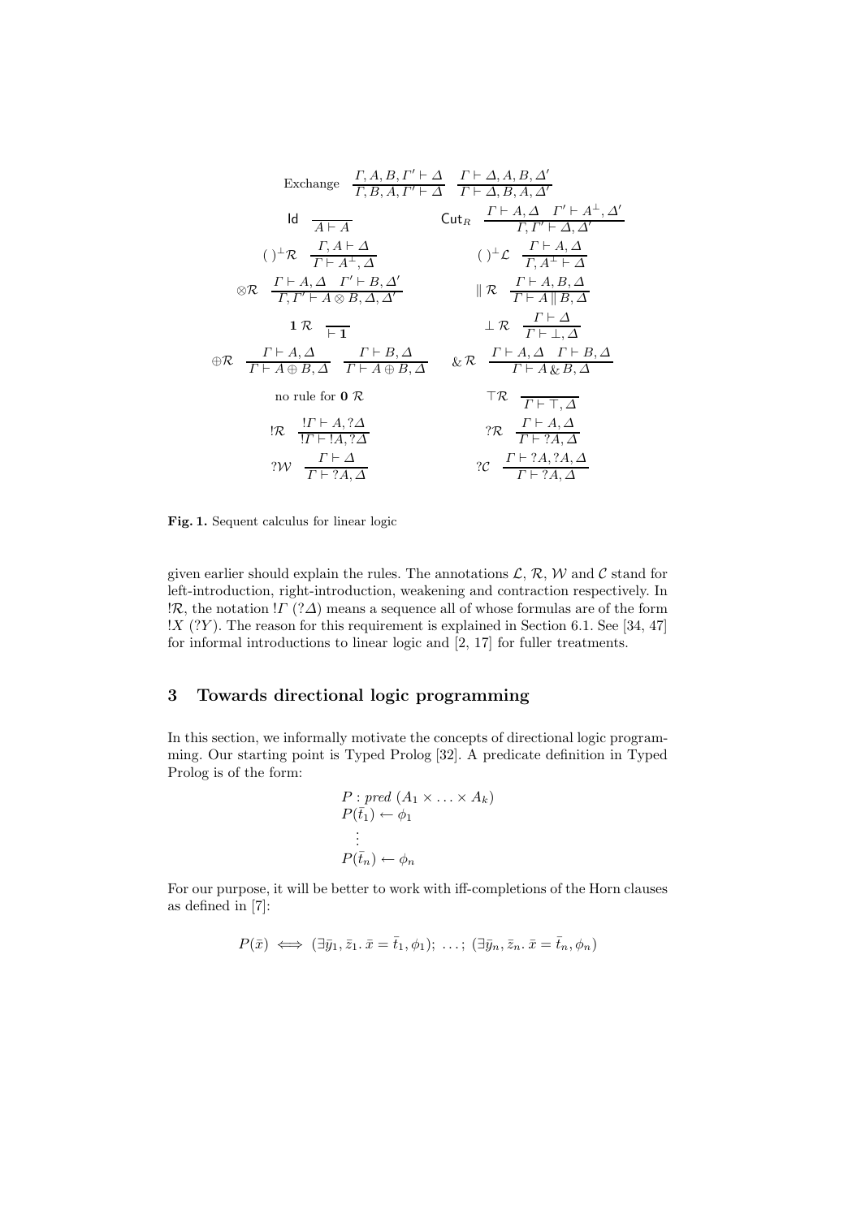$$
\text{Exchange} \quad \frac{\Gamma, A, B, \Gamma' \vdash \Delta}{\Gamma, B, A, \Gamma' \vdash \Delta} \quad \frac{\Gamma \vdash \Delta, A, B, \Delta'}{\Gamma \vdash \Delta, B, A, \Delta'}
$$

$$
\mathsf{Id} \quad \frac{}{A \vdash A} \qquad\qquad \mathsf{Cut}_R \quad \frac{\Gamma \vdash A, \Delta \quad \Gamma' \vdash A^{\perp}, \Delta'}{\Gamma, \Gamma' \vdash \Delta, \Delta'}
$$

$$
(\,)^{\perp}\mathcal{R} \quad \frac{\Gamma, A \vdash \Delta}{\Gamma \vdash A^{\perp}, \Delta} \qquad\qquad (\,)^{\perp}\mathcal{L} \quad \frac{\Gamma \vdash A, \Delta}{\Gamma, A^{\perp} \vdash \Delta}
$$

$$
\otimes\mathcal{R} \quad \frac{\Gamma \vdash A, \Delta \quad \Gamma' \vdash B, \Delta'}{\Gamma, \Gamma' \vdash A \otimes B, \Delta, \Delta'} \qquad\qquad \parallel \mathcal{R} \quad \frac{\Gamma \vdash A, B, \Delta}{\Gamma \vdash A \parallel B, \Delta}
$$

$$
\mathbf{1}\,\mathcal{R} \quad \frac{}{\vdash \mathbf{1}} \qquad\qquad \perp \mathcal{R} \quad \frac{\Gamma \vdash \Delta}{\Gamma \vdash \perp, \Delta}
$$

$$
\oplus\mathcal{R} \quad \frac{\Gamma \vdash A, \Delta}{\Gamma \vdash A \oplus B, \Delta} \quad \frac{\Gamma \vdash B, \Delta}{\Gamma \vdash A \oplus B, \Delta} \qquad \&\,\mathcal{R} \quad \frac{\Gamma \vdash A, \Delta \quad \Gamma \vdash B, \Delta}{\Gamma \vdash A \,\&\, B, \Delta}
$$

$$
\text{no rule for } \mathbf{0}\ \mathcal{R} \qquad\qquad \top\mathcal{R} \quad \frac{}{\Gamma \vdash \top, \Delta}
$$

$$
!\mathcal{R} \quad \frac{!\Gamma \vdash A, ?\Delta}{!\Gamma \vdash !A, ?\Delta} \qquad\qquad ?\mathcal{R} \quad \frac{\Gamma \vdash A, \Delta}{\Gamma \vdash ?A, \Delta}
$$

$$
?\mathcal{W} \quad \frac{\Gamma \vdash \Delta}{\Gamma \vdash ?A, \Delta} \qquad\qquad ?\mathcal{C} \quad \frac{\Gamma \vdash ?A, ?A, \Delta}{\Gamma \vdash ?A, \Delta}
$$

**Fig. 1.** Sequent calculus for linear logic

given earlier should explain the rules. The annotations $\mathcal{L}$, $\mathcal{R}$, $\mathcal{W}$ and $\mathcal{C}$ stand for left-introduction, right-introduction, weakening and contraction respectively. In $!\mathcal{R}$, the notation $!\Gamma$ ($?\Delta$) means a sequence all of whose formulas are of the form $!X$ ($?Y$). The reason for this requirement is explained in Section 6.1. See [34, 47] for informal introductions to linear logic and [2, 17] for fuller treatments.

## 3 Towards directional logic programming

In this section, we informally motivate the concepts of directional logic programming. Our starting point is Typed Prolog [32]. A predicate definition in Typed Prolog is of the form:

$$
\begin{array}{l}
P : \mathit{pred}\ (A_1 \times \ldots \times A_k) \\
P(\bar{t}_1) \leftarrow \phi_1 \\
\quad \vdots \\
P(\bar{t}_n) \leftarrow \phi_n
\end{array}
$$

For our purpose, it will be better to work with iff-completions of the Horn clauses as defined in [7]:

$$
P(\bar{x}) \iff (\exists \bar{y}_1, \bar{z}_1.\ \bar{x} = \bar{t}_1, \phi_1);\ \ldots;\ (\exists \bar{y}_n, \bar{z}_n.\ \bar{x} = \bar{t}_n, \phi_n)
$$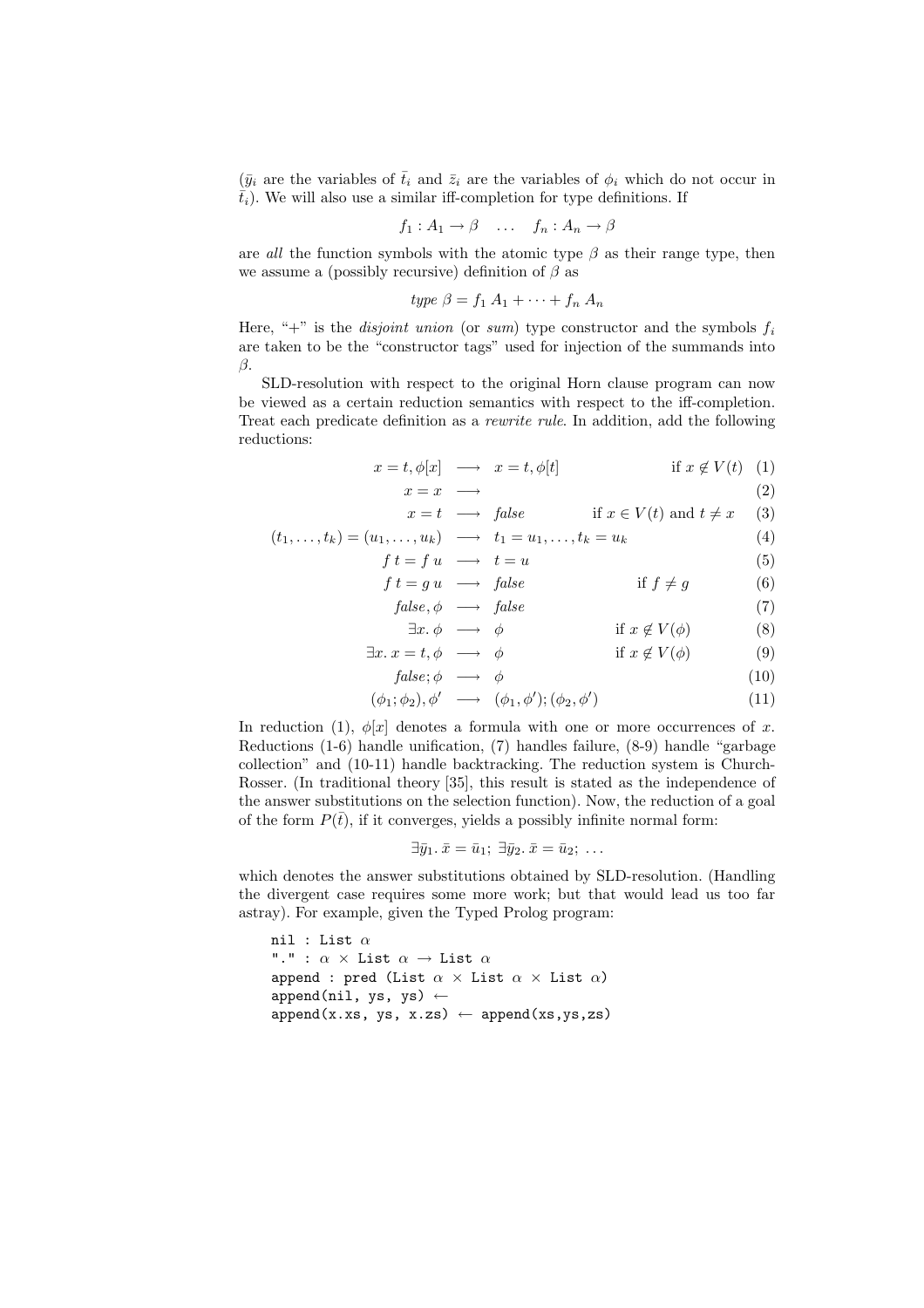($\bar{y}_i$ are the variables of $\bar{t}_i$ and $\bar{z}_i$ are the variables of $\phi_i$ which do not occur in $\bar{t}_i$). We will also use a similar iff-completion for type definitions. If

$$f_1 : A_1 \to \beta \quad \ldots \quad f_n : A_n \to \beta$$

are *all* the function symbols with the atomic type $\beta$ as their range type, then we assume a (possibly recursive) definition of $\beta$ as

$$\mathit{type}\ \beta = f_1\ A_1 + \cdots + f_n\ A_n$$

Here, "+" is the *disjoint union* (or *sum*) type constructor and the symbols $f_i$ are taken to be the "constructor tags" used for injection of the summands into $\beta$.

SLD-resolution with respect to the original Horn clause program can now be viewed as a certain reduction semantics with respect to the iff-completion. Treat each predicate definition as a *rewrite rule*. In addition, add the following reductions:

$$
\begin{array}{rcll}
x = t, \phi[x] & \longrightarrow & x = t, \phi[t] & \text{if } x \notin V(t) \quad (1)\\
x = x & \longrightarrow & & (2)\\
x = t & \longrightarrow & \mathit{false} & \text{if } x \in V(t) \text{ and } t \neq x \quad (3)\\
(t_1, \ldots, t_k) = (u_1, \ldots, u_k) & \longrightarrow & t_1 = u_1, \ldots, t_k = u_k & (4)\\
f\ t = f\ u & \longrightarrow & t = u & (5)\\
f\ t = g\ u & \longrightarrow & \mathit{false} & \text{if } f \neq g \quad (6)\\
\mathit{false}, \phi & \longrightarrow & \mathit{false} & (7)\\
\exists x.\ \phi & \longrightarrow & \phi & \text{if } x \notin V(\phi) \quad (8)\\
\exists x.\ x = t, \phi & \longrightarrow & \phi & \text{if } x \notin V(\phi) \quad (9)\\
\mathit{false}; \phi & \longrightarrow & \phi & (10)\\
(\phi_1; \phi_2), \phi' & \longrightarrow & (\phi_1, \phi'); (\phi_2, \phi') & (11)
\end{array}
$$

In reduction (1), $\phi[x]$ denotes a formula with one or more occurrences of $x$. Reductions (1-6) handle unification, (7) handles failure, (8-9) handle "garbage collection" and (10-11) handle backtracking. The reduction system is Church-Rosser. (In traditional theory [35], this result is stated as the independence of the answer substitutions on the selection function). Now, the reduction of a goal of the form $P(\bar{t})$, if it converges, yields a possibly infinite normal form:

$$\exists \bar{y}_1.\ \bar{x} = \bar{u}_1;\ \exists \bar{y}_2.\ \bar{x} = \bar{u}_2;\ \ldots$$

which denotes the answer substitutions obtained by SLD-resolution. (Handling the divergent case requires some more work; but that would lead us too far astray). For example, given the Typed Prolog program:

```
nil : List α
"." : α × List α → List α
append : pred (List α × List α × List α)
append(nil, ys, ys) ←
append(x.xs, ys, x.zs) ← append(xs,ys,zs)
```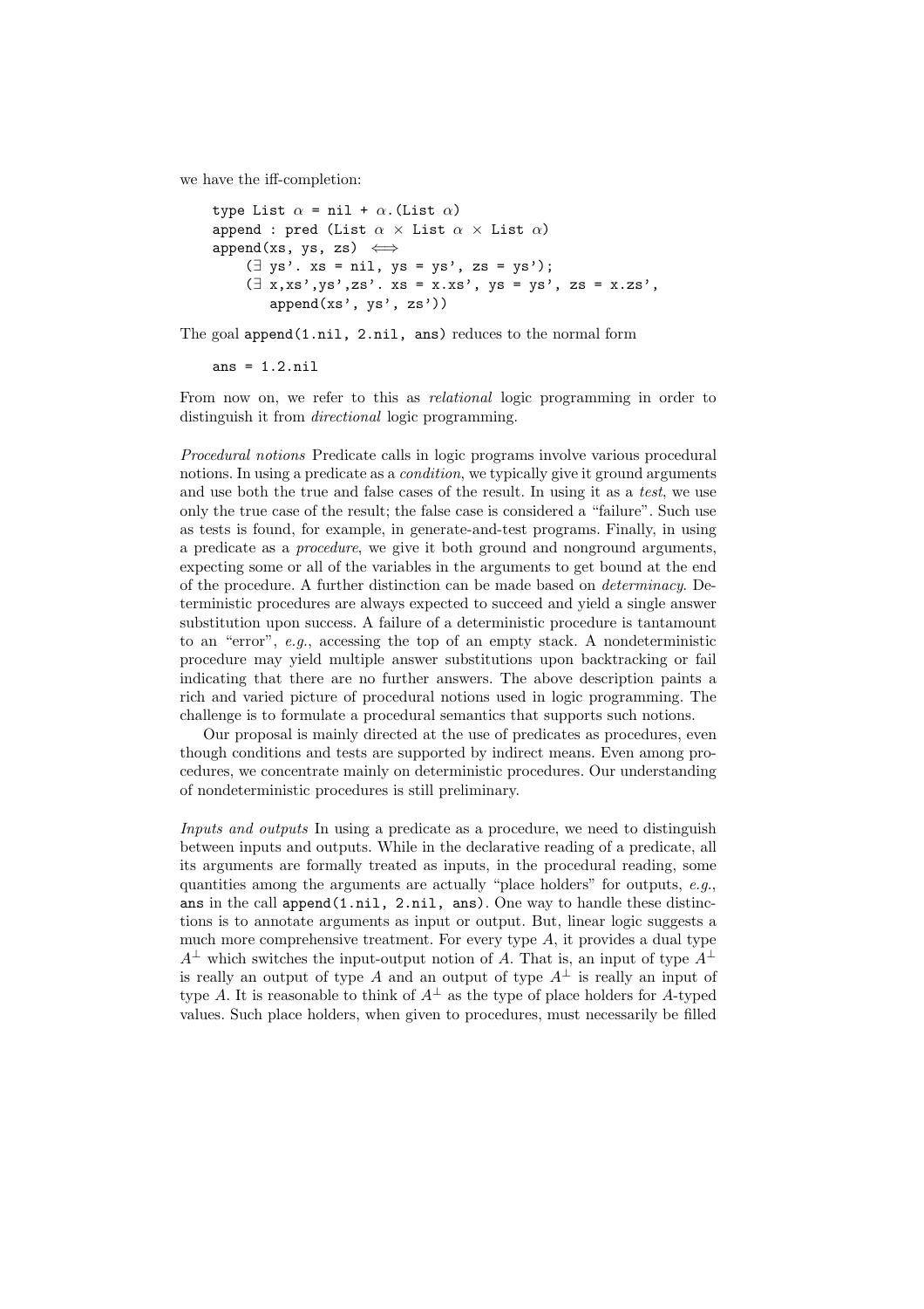we have the iff-completion:

```
type List α = nil + α.(List α)
append : pred (List α × List α × List α)
append(xs, ys, zs) ⟺
    (∃ ys'. xs = nil, ys = ys', zs = ys');
    (∃ x,xs',ys',zs'. xs = x.xs', ys = ys', zs = x.zs',
       append(xs', ys', zs'))
```

The goal `append(1.nil, 2.nil, ans)` reduces to the normal form

```
ans = 1.2.nil
```

From now on, we refer to this as *relational* logic programming in order to distinguish it from *directional* logic programming.

*Procedural notions* Predicate calls in logic programs involve various procedural notions. In using a predicate as a *condition*, we typically give it ground arguments and use both the true and false cases of the result. In using it as a *test*, we use only the true case of the result; the false case is considered a "failure". Such use as tests is found, for example, in generate-and-test programs. Finally, in using a predicate as a *procedure*, we give it both ground and nonground arguments, expecting some or all of the variables in the arguments to get bound at the end of the procedure. A further distinction can be made based on *determinacy*. Deterministic procedures are always expected to succeed and yield a single answer substitution upon success. A failure of a deterministic procedure is tantamount to an "error", *e.g.*, accessing the top of an empty stack. A nondeterministic procedure may yield multiple answer substitutions upon backtracking or fail indicating that there are no further answers. The above description paints a rich and varied picture of procedural notions used in logic programming. The challenge is to formulate a procedural semantics that supports such notions.

Our proposal is mainly directed at the use of predicates as procedures, even though conditions and tests are supported by indirect means. Even among procedures, we concentrate mainly on deterministic procedures. Our understanding of nondeterministic procedures is still preliminary.

*Inputs and outputs* In using a predicate as a procedure, we need to distinguish between inputs and outputs. While in the declarative reading of a predicate, all its arguments are formally treated as inputs, in the procedural reading, some quantities among the arguments are actually "place holders" for outputs, *e.g.*, `ans` in the call `append(1.nil, 2.nil, ans)`. One way to handle these distinctions is to annotate arguments as input or output. But, linear logic suggests a much more comprehensive treatment. For every type $A$, it provides a dual type $A^\perp$ which switches the input-output notion of $A$. That is, an input of type $A^\perp$ is really an output of type $A$ and an output of type $A^\perp$ is really an input of type $A$. It is reasonable to think of $A^\perp$ as the type of place holders for $A$-typed values. Such place holders, when given to procedures, must necessarily be filled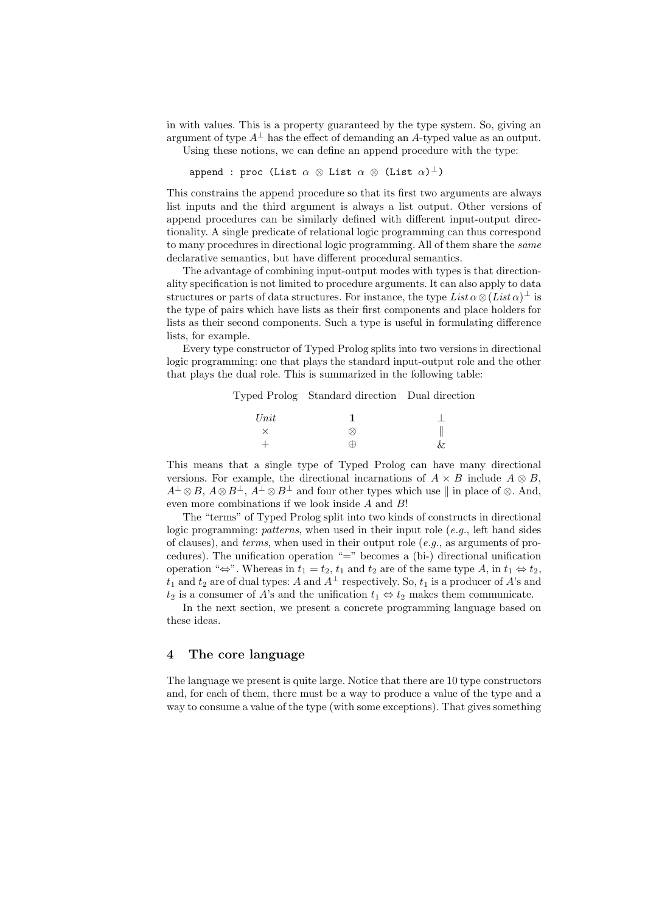in with values. This is a property guaranteed by the type system. So, giving an argument of type $A^\perp$ has the effect of demanding an $A$-typed value as an output.

Using these notions, we can define an append procedure with the type:

```
append : proc (List α ⊗ List α ⊗ (List α)⊥)
```

This constrains the append procedure so that its first two arguments are always list inputs and the third argument is always a list output. Other versions of append procedures can be similarly defined with different input-output directionality. A single predicate of relational logic programming can thus correspond to many procedures in directional logic programming. All of them share the *same* declarative semantics, but have different procedural semantics.

The advantage of combining input-output modes with types is that directionality specification is not limited to procedure arguments. It can also apply to data structures or parts of data structures. For instance, the type $List\,\alpha \otimes (List\,\alpha)^\perp$ is the type of pairs which have lists as their first components and place holders for lists as their second components. Such a type is useful in formulating difference lists, for example.

Every type constructor of Typed Prolog splits into two versions in directional logic programming: one that plays the standard input-output role and the other that plays the dual role. This is summarized in the following table:

| Typed Prolog | Standard direction | Dual direction |
|---|---|---|
| *Unit* | $\mathbf{1}$ | $\perp$ |
| $\times$ | $\otimes$ | $\parallel$ |
| $+$ | $\oplus$ | $\&$ |

This means that a single type of Typed Prolog can have many directional versions. For example, the directional incarnations of $A \times B$ include $A \otimes B$, $A^\perp \otimes B$, $A \otimes B^\perp$, $A^\perp \otimes B^\perp$ and four other types which use $\parallel$ in place of $\otimes$. And, even more combinations if we look inside $A$ and $B$!

The "terms" of Typed Prolog split into two kinds of constructs in directional logic programming: *patterns*, when used in their input role (*e.g.*, left hand sides of clauses), and *terms*, when used in their output role (*e.g.*, as arguments of procedures). The unification operation "=" becomes a (bi-) directional unification operation "$\Leftrightarrow$". Whereas in $t_1 = t_2$, $t_1$ and $t_2$ are of the same type $A$, in $t_1 \Leftrightarrow t_2$, $t_1$ and $t_2$ are of dual types: $A$ and $A^\perp$ respectively. So, $t_1$ is a producer of $A$'s and $t_2$ is a consumer of $A$'s and the unification $t_1 \Leftrightarrow t_2$ makes them communicate.

In the next section, we present a concrete programming language based on these ideas.

## 4 The core language

The language we present is quite large. Notice that there are 10 type constructors and, for each of them, there must be a way to produce a value of the type and a way to consume a value of the type (with some exceptions). That gives something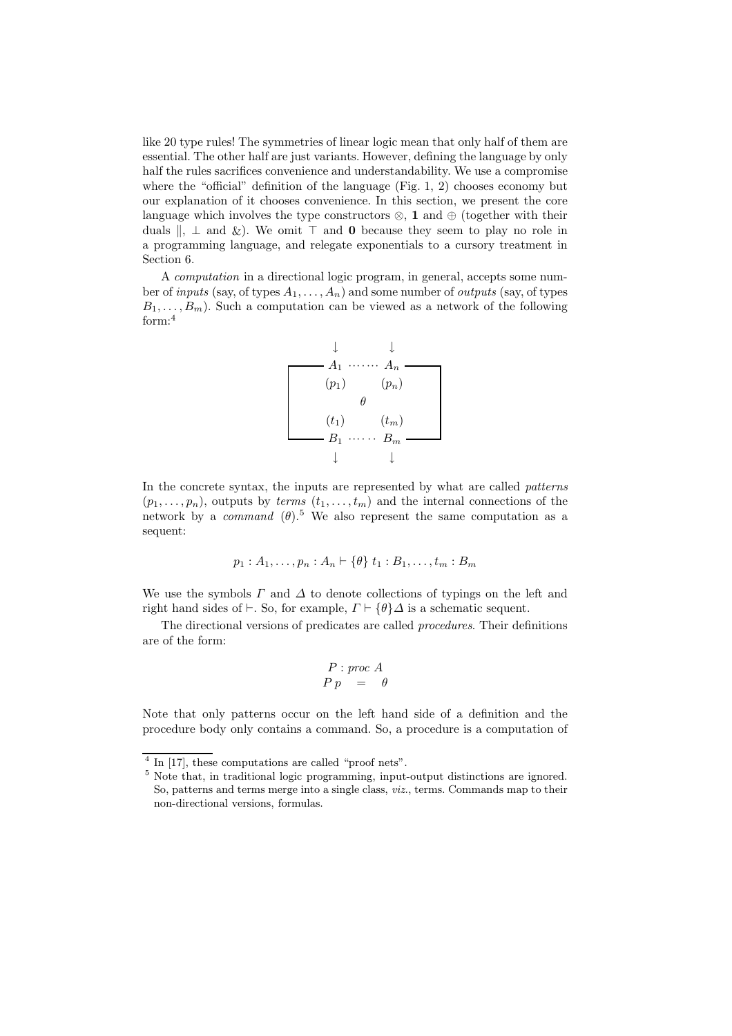like 20 type rules! The symmetries of linear logic mean that only half of them are essential. The other half are just variants. However, defining the language by only half the rules sacrifices convenience and understandability. We use a compromise where the "official" definition of the language (Fig. 1, 2) chooses economy but our explanation of it chooses convenience. In this section, we present the core language which involves the type constructors $\otimes$, $\mathbf{1}$ and $\oplus$ (together with their duals $\|$, $\bot$ and $\&$). We omit $\top$ and $\mathbf{0}$ because they seem to play no role in a programming language, and relegate exponentials to a cursory treatment in Section 6.

A *computation* in a directional logic program, in general, accepts some number of *inputs* (say, of types $A_1, \ldots, A_n$) and some number of *outputs* (say, of types $B_1, \ldots, B_m$). Such a computation can be viewed as a network of the following form:[4]

$$
\begin{array}{|ccc|}
\downarrow & & \downarrow \\
A_1 & \cdots\cdots & A_n \\
(p_1) & & (p_n) \\
& \theta & \\
(t_1) & & (t_m) \\
B_1 & \cdots\cdots & B_m \\
\downarrow & & \downarrow
\end{array}
$$

In the concrete syntax, the inputs are represented by what are called *patterns* $(p_1, \ldots, p_n)$, outputs by *terms* $(t_1, \ldots, t_m)$ and the internal connections of the network by a *command* $(\theta)$.[5] We also represent the same computation as a sequent:

$$p_1 : A_1, \ldots, p_n : A_n \vdash \{\theta\}\ t_1 : B_1, \ldots, t_m : B_m$$

We use the symbols $\Gamma$ and $\Delta$ to denote collections of typings on the left and right hand sides of $\vdash$. So, for example, $\Gamma \vdash \{\theta\}\Delta$ is a schematic sequent.

The directional versions of predicates are called *procedures*. Their definitions are of the form:

$$
\begin{array}{l}
P : \mathit{proc}\ A \\
P\, p \quad = \quad \theta
\end{array}
$$

Note that only patterns occur on the left hand side of a definition and the procedure body only contains a command. So, a procedure is a computation of

[4] In [17], these computations are called "proof nets".

[5] Note that, in traditional logic programming, input-output distinctions are ignored. So, patterns and terms merge into a single class, *viz.*, terms. Commands map to their non-directional versions, formulas.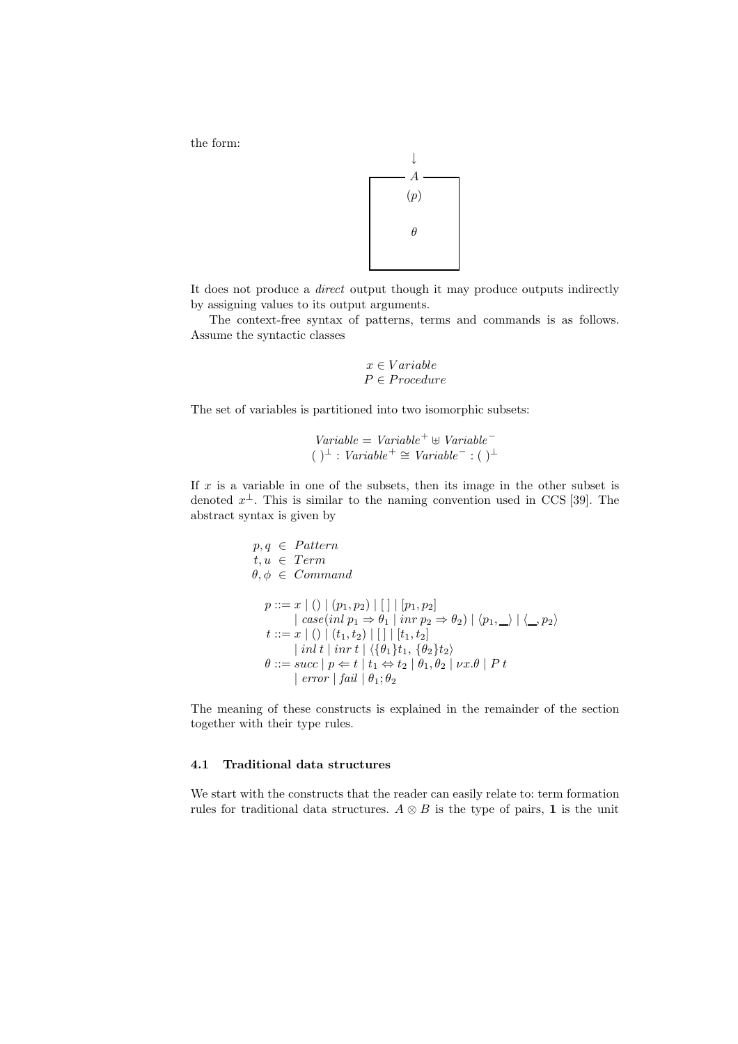the form:

$$
\begin{array}{c}
\downarrow \\
\boxed{\begin{array}{c} A \\ (p) \\ \\ \theta \\ \\ \end{array}}
\end{array}
$$

It does not produce a *direct* output though it may produce outputs indirectly by assigning values to its output arguments.

The context-free syntax of patterns, terms and commands is as follows. Assume the syntactic classes

$$
\begin{array}{c}
x \in Variable \\
P \in Procedure
\end{array}
$$

The set of variables is partitioned into two isomorphic subsets:

$$
\begin{array}{c}
Variable = Variable^{+} \uplus Variable^{-} \\
(\ )^{\perp} : Variable^{+} \cong Variable^{-} : (\ )^{\perp}
\end{array}
$$

If $x$ is a variable in one of the subsets, then its image in the other subset is denoted $x^{\perp}$. This is similar to the naming convention used in CCS [39]. The abstract syntax is given by

$$
\begin{array}{l}
p, q \in Pattern \\
t, u \in Term \\
\theta, \phi \in Command \\
\\
p ::= x \mid () \mid (p_1, p_2) \mid [\,] \mid [p_1, p_2] \\
\qquad \mid case(inl\, p_1 \Rightarrow \theta_1 \mid inr\, p_2 \Rightarrow \theta_2) \mid \langle p_1, \_ \rangle \mid \langle \_, p_2 \rangle \\
t ::= x \mid () \mid (t_1, t_2) \mid [\,] \mid [t_1, t_2] \\
\qquad \mid inl\, t \mid inr\, t \mid \langle \{\theta_1\} t_1, \{\theta_2\} t_2 \rangle \\
\theta ::= succ \mid p \Leftarrow t \mid t_1 \Leftrightarrow t_2 \mid \theta_1, \theta_2 \mid \nu x.\theta \mid P\, t \\
\qquad \mid error \mid fail \mid \theta_1 ; \theta_2
\end{array}
$$

The meaning of these constructs is explained in the remainder of the section together with their type rules.

### 4.1 Traditional data structures

We start with the constructs that the reader can easily relate to: term formation rules for traditional data structures. $A \otimes B$ is the type of pairs, $\mathbf{1}$ is the unit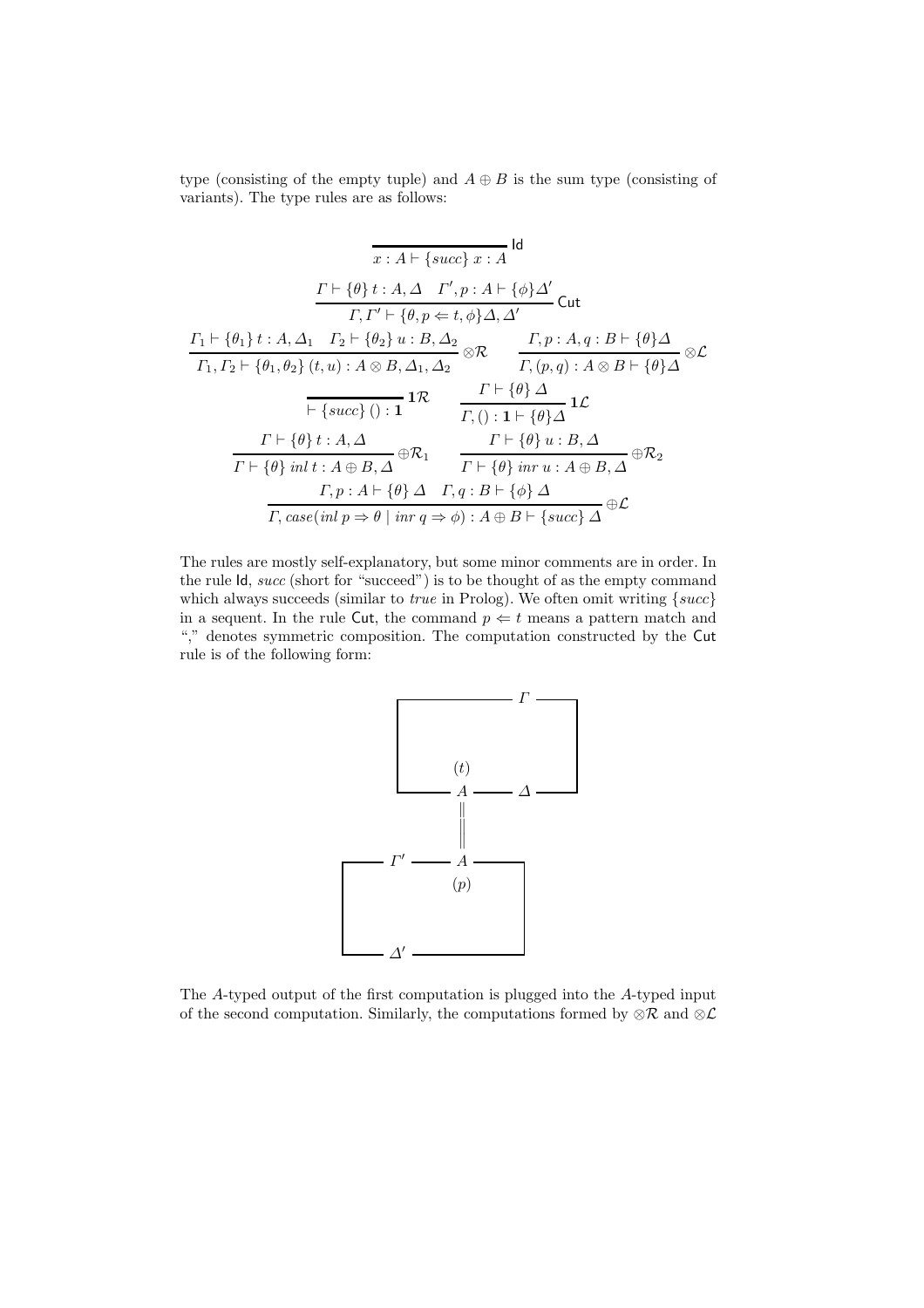type (consisting of the empty tuple) and $A \oplus B$ is the sum type (consisting of variants). The type rules are as follows:

$$\frac{}{x : A \vdash \{succ\}\ x : A}\ \mathsf{Id}$$

$$\frac{\Gamma \vdash \{\theta\}\ t : A, \Delta \quad \Gamma', p : A \vdash \{\phi\}\Delta'}{\Gamma, \Gamma' \vdash \{\theta, p \Leftarrow t, \phi\}\Delta, \Delta'}\ \mathsf{Cut}$$

$$\frac{\Gamma_1 \vdash \{\theta_1\}\ t : A, \Delta_1 \quad \Gamma_2 \vdash \{\theta_2\}\ u : B, \Delta_2}{\Gamma_1, \Gamma_2 \vdash \{\theta_1, \theta_2\}\ (t, u) : A \otimes B, \Delta_1, \Delta_2}\ \otimes\mathcal{R} \qquad \frac{\Gamma, p : A, q : B \vdash \{\theta\}\Delta}{\Gamma, (p, q) : A \otimes B \vdash \{\theta\}\Delta}\ \otimes\mathcal{L}$$

$$\frac{}{\vdash \{succ\}\ () : \mathbf{1}}\ \mathbf{1}\mathcal{R} \qquad \frac{\Gamma \vdash \{\theta\}\ \Delta}{\Gamma, () : \mathbf{1} \vdash \{\theta\}\Delta}\ \mathbf{1}\mathcal{L}$$

$$\frac{\Gamma \vdash \{\theta\}\ t : A, \Delta}{\Gamma \vdash \{\theta\}\ inl\ t : A \oplus B, \Delta}\ \oplus\mathcal{R}_1 \qquad \frac{\Gamma \vdash \{\theta\}\ u : B, \Delta}{\Gamma \vdash \{\theta\}\ inr\ u : A \oplus B, \Delta}\ \oplus\mathcal{R}_2$$

$$\frac{\Gamma, p : A \vdash \{\theta\}\ \Delta \quad \Gamma, q : B \vdash \{\phi\}\ \Delta}{\Gamma, case(inl\ p \Rightarrow \theta \mid inr\ q \Rightarrow \phi) : A \oplus B \vdash \{succ\}\ \Delta}\ \oplus\mathcal{L}$$

The rules are mostly self-explanatory, but some minor comments are in order. In the rule Id, *succ* (short for "succeed") is to be thought of as the empty command which always succeeds (similar to *true* in Prolog). We often omit writing $\{succ\}$ in a sequent. In the rule Cut, the command $p \Leftarrow t$ means a pattern match and "," denotes symmetric composition. The computation constructed by the Cut rule is of the following form:

The $A$-typed output of the first computation is plugged into the $A$-typed input of the second computation. Similarly, the computations formed by $\otimes\mathcal{R}$ and $\otimes\mathcal{L}$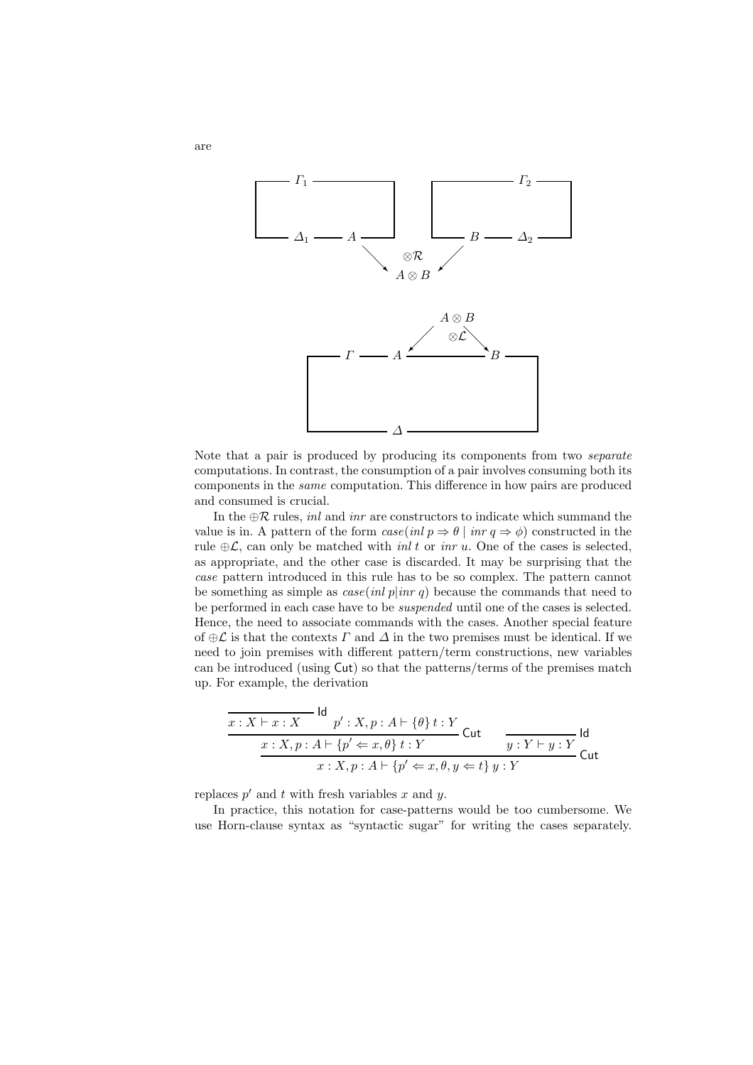are

Note that a pair is produced by producing its components from two *separate* computations. In contrast, the consumption of a pair involves consuming both its components in the *same* computation. This difference in how pairs are produced and consumed is crucial.

In the $\oplus\mathcal{R}$ rules, *inl* and *inr* are constructors to indicate which summand the value is in. A pattern of the form $case(inl\, p \Rightarrow \theta \mid inr\, q \Rightarrow \phi)$ constructed in the rule $\oplus\mathcal{L}$, can only be matched with $inl\, t$ or $inr\, u$. One of the cases is selected, as appropriate, and the other case is discarded. It may be surprising that the *case* pattern introduced in this rule has to be so complex. The pattern cannot be something as simple as $case(inl\, p | inr\, q)$ because the commands that need to be performed in each case have to be *suspended* until one of the cases is selected. Hence, the need to associate commands with the cases. Another special feature of $\oplus\mathcal{L}$ is that the contexts $\Gamma$ and $\Delta$ in the two premises must be identical. If we need to join premises with different pattern/term constructions, new variables can be introduced (using Cut) so that the patterns/terms of the premises match up. For example, the derivation

$$\dfrac{\dfrac{\dfrac{}{x : X \vdash x : X}\,\mathsf{Id} \quad p' : X, p : A \vdash \{\theta\}\, t : Y}{x : X, p : A \vdash \{p' \Leftarrow x, \theta\}\, t : Y}\,\mathsf{Cut} \qquad \dfrac{}{y : Y \vdash y : Y}\,\mathsf{Id}}{x : X, p : A \vdash \{p' \Leftarrow x, \theta, y \Leftarrow t\}\, y : Y}\,\mathsf{Cut}$$

replaces $p'$ and $t$ with fresh variables $x$ and $y$.

In practice, this notation for case-patterns would be too cumbersome. We use Horn-clause syntax as "syntactic sugar" for writing the cases separately.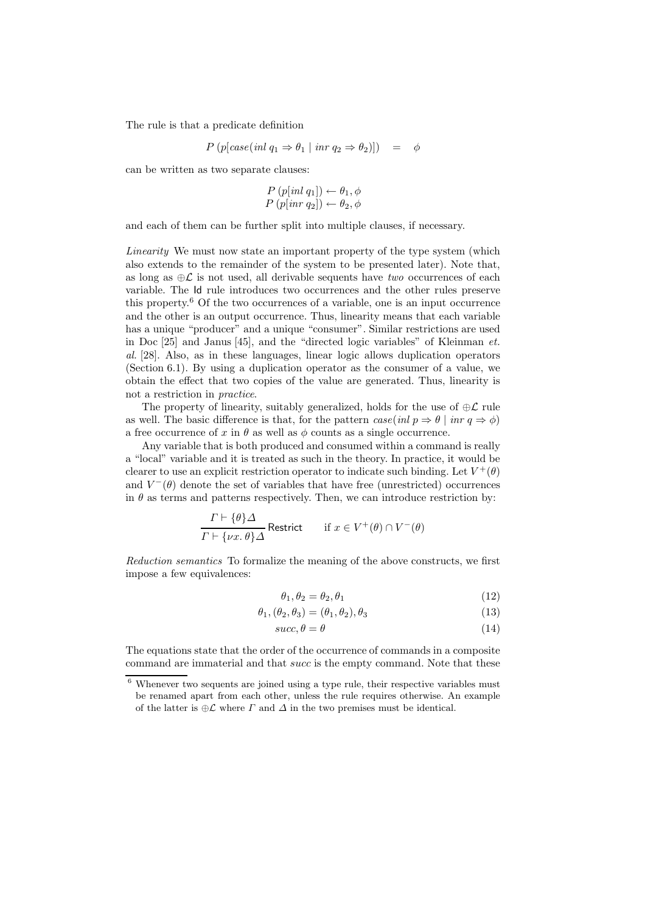The rule is that a predicate definition

$$P\ (p[case(inl\ q_1 \Rightarrow \theta_1 \mid inr\ q_2 \Rightarrow \theta_2)]) \quad = \quad \phi$$

can be written as two separate clauses:

$$\begin{array}{l} P\ (p[inl\ q_1]) \leftarrow \theta_1, \phi \\ P\ (p[inr\ q_2]) \leftarrow \theta_2, \phi \end{array}$$

and each of them can be further split into multiple clauses, if necessary.

*Linearity* We must now state an important property of the type system (which also extends to the remainder of the system to be presented later). Note that, as long as $\oplus\mathcal{L}$ is not used, all derivable sequents have *two* occurrences of each variable. The Id rule introduces two occurrences and the other rules preserve this property.[6] Of the two occurrences of a variable, one is an input occurrence and the other is an output occurrence. Thus, linearity means that each variable has a unique "producer" and a unique "consumer". Similar restrictions are used in Doc [25] and Janus [45], and the "directed logic variables" of Kleinman *et. al.* [28]. Also, as in these languages, linear logic allows duplication operators (Section 6.1). By using a duplication operator as the consumer of a value, we obtain the effect that two copies of the value are generated. Thus, linearity is not a restriction in *practice*.

The property of linearity, suitably generalized, holds for the use of $\oplus\mathcal{L}$ rule as well. The basic difference is that, for the pattern $case(inl\ p \Rightarrow \theta \mid inr\ q \Rightarrow \phi)$ a free occurrence of $x$ in $\theta$ as well as $\phi$ counts as a single occurrence.

Any variable that is both produced and consumed within a command is really a "local" variable and it is treated as such in the theory. In practice, it would be clearer to use an explicit restriction operator to indicate such binding. Let $V^+(\theta)$ and $V^-(\theta)$ denote the set of variables that have free (unrestricted) occurrences in $\theta$ as terms and patterns respectively. Then, we can introduce restriction by:

$$\frac{\Gamma \vdash \{\theta\}\Delta}{\Gamma \vdash \{\nu x.\ \theta\}\Delta}\ \mathsf{Restrict} \qquad \text{if } x \in V^+(\theta) \cap V^-(\theta)$$

*Reduction semantics* To formalize the meaning of the above constructs, we first impose a few equivalences:

$$\theta_1, \theta_2 = \theta_2, \theta_1 \tag{12}$$

$$\theta_1, (\theta_2, \theta_3) = (\theta_1, \theta_2), \theta_3 \tag{13}$$

$$succ, \theta = \theta \tag{14}$$

The equations state that the order of the occurrence of commands in a composite command are immaterial and that *succ* is the empty command. Note that these

[6] Whenever two sequents are joined using a type rule, their respective variables must be renamed apart from each other, unless the rule requires otherwise. An example of the latter is $\oplus\mathcal{L}$ where $\Gamma$ and $\Delta$ in the two premises must be identical.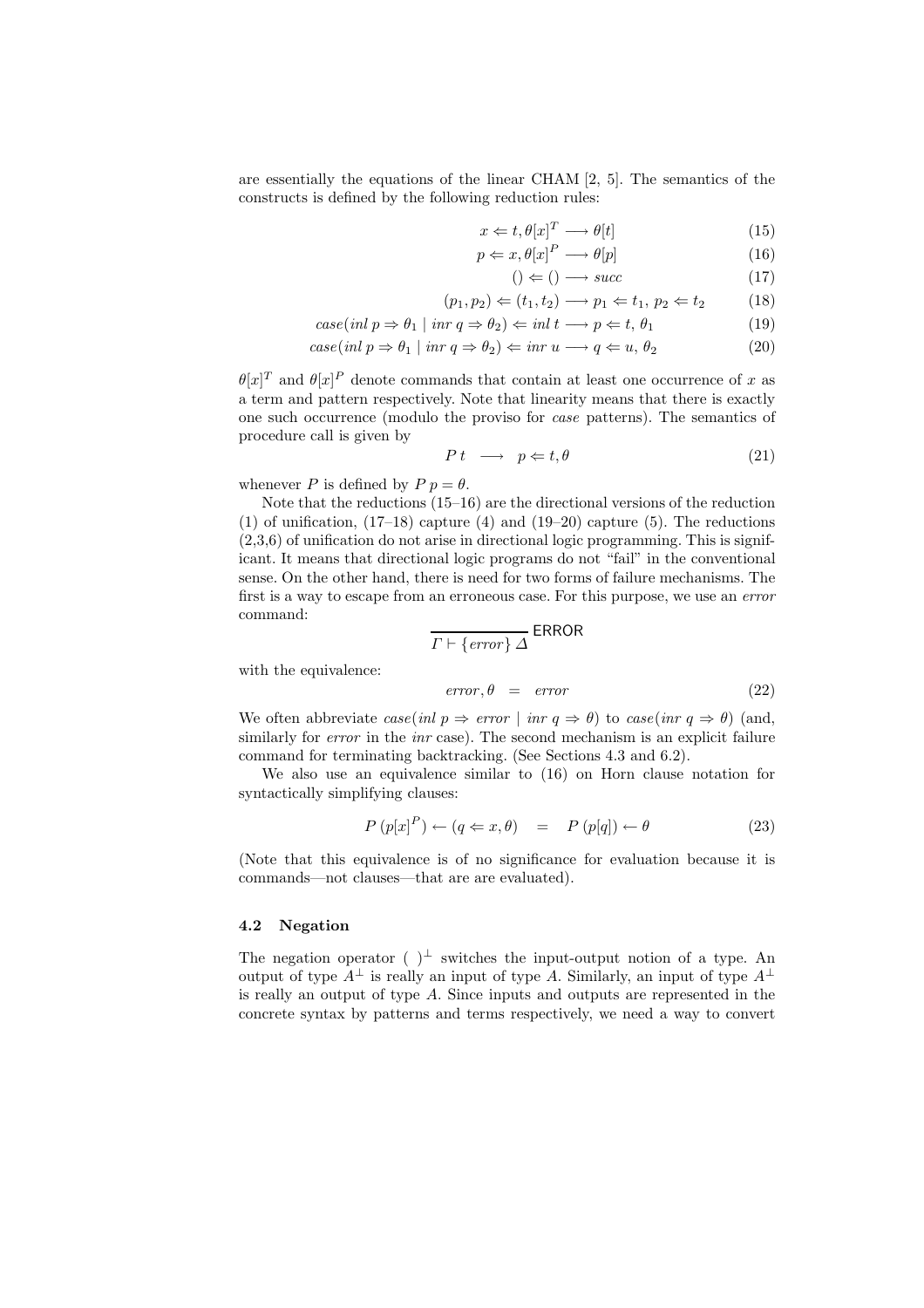are essentially the equations of the linear CHAM [2, 5]. The semantics of the constructs is defined by the following reduction rules:

$$x \Leftarrow t, \theta[x]^T \longrightarrow \theta[t] \tag{15}$$

$$p \Leftarrow x, \theta[x]^P \longrightarrow \theta[p] \tag{16}$$

$$() \Leftarrow () \longrightarrow succ \tag{17}$$

$$(p_1, p_2) \Leftarrow (t_1, t_2) \longrightarrow p_1 \Leftarrow t_1,\, p_2 \Leftarrow t_2 \tag{18}$$

$$case(inl\; p \Rightarrow \theta_1 \mid inr\; q \Rightarrow \theta_2) \Leftarrow inl\; t \longrightarrow p \Leftarrow t,\, \theta_1 \tag{19}$$

$$case(inl\; p \Rightarrow \theta_1 \mid inr\; q \Rightarrow \theta_2) \Leftarrow inr\; u \longrightarrow q \Leftarrow u,\, \theta_2 \tag{20}$$

$\theta[x]^T$ and $\theta[x]^P$ denote commands that contain at least one occurrence of $x$ as a term and pattern respectively. Note that linearity means that there is exactly one such occurrence (modulo the proviso for *case* patterns). The semantics of procedure call is given by

$$P\, t \quad \longrightarrow \quad p \Leftarrow t, \theta \tag{21}$$

whenever $P$ is defined by $P\, p = \theta$.

Note that the reductions (15–16) are the directional versions of the reduction (1) of unification, (17–18) capture (4) and (19–20) capture (5). The reductions (2,3,6) of unification do not arise in directional logic programming. This is significant. It means that directional logic programs do not "fail" in the conventional sense. On the other hand, there is need for two forms of failure mechanisms. The first is a way to escape from an erroneous case. For this purpose, we use an *error* command:

$$\frac{}{\Gamma \vdash \{error\}\; \Delta}\;\mathsf{ERROR}$$

with the equivalence:

$$error, \theta \quad = \quad error \tag{22}$$

We often abbreviate $case(inl\; p \Rightarrow error \mid inr\; q \Rightarrow \theta)$ to $case(inr\; q \Rightarrow \theta)$ (and, similarly for *error* in the *inr* case). The second mechanism is an explicit failure command for terminating backtracking. (See Sections 4.3 and 6.2).

We also use an equivalence similar to (16) on Horn clause notation for syntactically simplifying clauses:

$$P\,(p[x]^P) \leftarrow (q \Leftarrow x, \theta) \quad = \quad P\,(p[q]) \leftarrow \theta \tag{23}$$

(Note that this equivalence is of no significance for evaluation because it is commands—not clauses—that are are evaluated).

### 4.2 Negation

The negation operator $(\;)^{\perp}$ switches the input-output notion of a type. An output of type $A^{\perp}$ is really an input of type $A$. Similarly, an input of type $A^{\perp}$ is really an output of type $A$. Since inputs and outputs are represented in the concrete syntax by patterns and terms respectively, we need a way to convert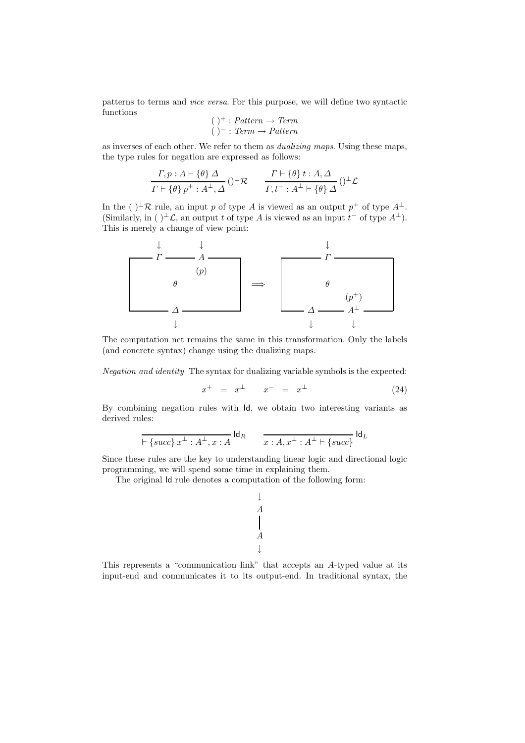patterns to terms and *vice versa*. For this purpose, we will define two syntactic functions

$$( )^+ : Pattern \rightarrow Term$$
$$( )^- : Term \rightarrow Pattern$$

as inverses of each other. We refer to them as *dualizing maps*. Using these maps, the type rules for negation are expressed as follows:

$$\frac{\Gamma, p : A \vdash \{\theta\}\ \Delta}{\Gamma \vdash \{\theta\}\ p^+ : A^\perp, \Delta}\ ()^\perp\mathcal{R} \qquad \frac{\Gamma \vdash \{\theta\}\ t : A, \Delta}{\Gamma, t^- : A^\perp \vdash \{\theta\}\ \Delta}\ ()^\perp\mathcal{L}$$

In the $( )^\perp\mathcal{R}$ rule, an input $p$ of type $A$ is viewed as an output $p^+$ of type $A^\perp$. (Similarly, in $( )^\perp\mathcal{L}$, an output $t$ of type $A$ is viewed as an input $t^-$ of type $A^\perp$). This is merely a change of view point:

```
    ↓          ↓                              ↓
 ── Γ ──────── A ──┐           ┌───────────── Γ ─────────┐
│             (p)  │           │                          │
│      θ           │    ⟹     │             θ            │
│                  │           │                  (p⁺)    │
 ──────── Δ ───────┘           └──────── Δ ────── A^⊥ ────┘
          ↓                              ↓         ↓
```

The computation net remains the same in this transformation. Only the labels (and concrete syntax) change using the dualizing maps.

*Negation and identity* The syntax for dualizing variable symbols is the expected:

$$x^+ \ = \ x^\perp \qquad x^- \ = \ x^\perp \tag{24}$$

By combining negation rules with $\mathsf{Id}$, we obtain two interesting variants as derived rules:

$$\frac{}{\vdash \{succ\}\ x^\perp : A^\perp, x : A}\ \mathsf{Id}_R \qquad \frac{}{x : A, x^\perp : A^\perp \vdash \{succ\}}\ \mathsf{Id}_L$$

Since these rules are the key to understanding linear logic and directional logic programming, we will spend some time in explaining them.

The original $\mathsf{Id}$ rule denotes a computation of the following form:

```
↓
A
|
A
↓
```

This represents a "communication link" that accepts an $A$-typed value at its input-end and communicates it to its output-end. In traditional syntax, the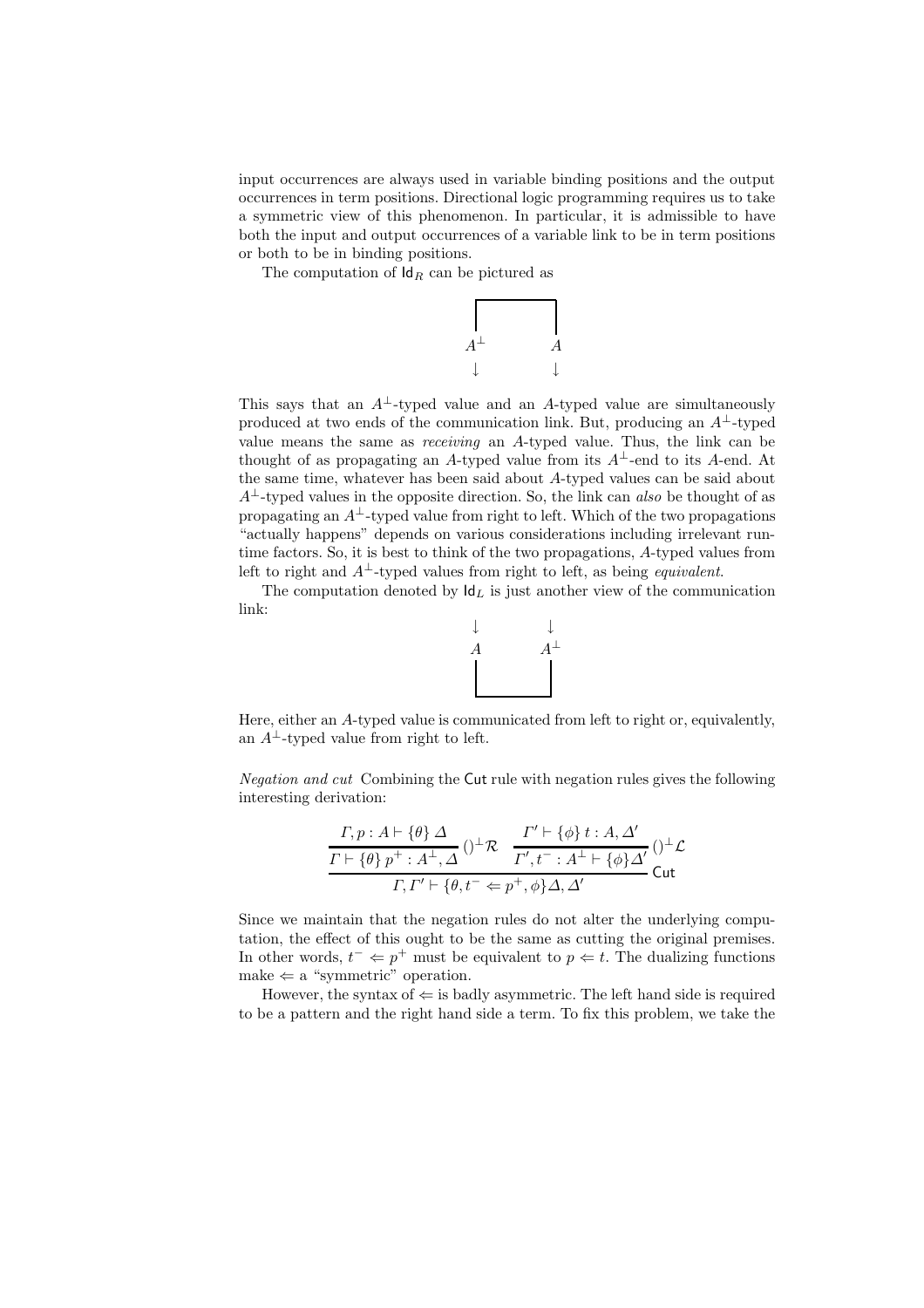input occurrences are always used in variable binding positions and the output occurrences in term positions. Directional logic programming requires us to take a symmetric view of this phenomenon. In particular, it is admissible to have both the input and output occurrences of a variable link to be in term positions or both to be in binding positions.

The computation of $\mathsf{Id}_R$ can be pictured as

$$\begin{array}{cc} \ulcorner\!\!-\!\!-\!\!-\!\!-\!\!\urcorner & \\ A^\perp \quad & \quad A \\ \downarrow \quad & \quad \downarrow \end{array}$$

This says that an $A^\perp$-typed value and an $A$-typed value are simultaneously produced at two ends of the communication link. But, producing an $A^\perp$-typed value means the same as *receiving* an $A$-typed value. Thus, the link can be thought of as propagating an $A$-typed value from its $A^\perp$-end to its $A$-end. At the same time, whatever has been said about $A$-typed values can be said about $A^\perp$-typed values in the opposite direction. So, the link can *also* be thought of as propagating an $A^\perp$-typed value from right to left. Which of the two propagations "actually happens" depends on various considerations including irrelevant run-time factors. So, it is best to think of the two propagations, $A$-typed values from left to right and $A^\perp$-typed values from right to left, as being *equivalent*.

The computation denoted by $\mathsf{Id}_L$ is just another view of the communication link:

$$\begin{array}{cc} \downarrow \quad & \quad \downarrow \\ A \quad & \quad A^\perp \\ \llcorner\!\!-\!\!-\!\!-\!\!-\!\!\lrcorner & \end{array}$$

Here, either an $A$-typed value is communicated from left to right or, equivalently, an $A^\perp$-typed value from right to left.

*Negation and cut* Combining the $\mathsf{Cut}$ rule with negation rules gives the following interesting derivation:

$$\dfrac{\dfrac{\Gamma, p : A \vdash \{\theta\}\ \Delta}{\Gamma \vdash \{\theta\}\ p^+ : A^\perp, \Delta}\ ()^\perp\mathcal{R} \qquad \dfrac{\Gamma' \vdash \{\phi\}\ t : A, \Delta'}{\Gamma', t^- : A^\perp \vdash \{\phi\}\Delta'}\ ()^\perp\mathcal{L}}{\Gamma, \Gamma' \vdash \{\theta, t^- \Leftarrow p^+, \phi\}\Delta, \Delta'}\ \mathsf{Cut}$$

Since we maintain that the negation rules do not alter the underlying computation, the effect of this ought to be the same as cutting the original premises. In other words, $t^- \Leftarrow p^+$ must be equivalent to $p \Leftarrow t$. The dualizing functions make $\Leftarrow$ a "symmetric" operation.

However, the syntax of $\Leftarrow$ is badly asymmetric. The left hand side is required to be a pattern and the right hand side a term. To fix this problem, we take the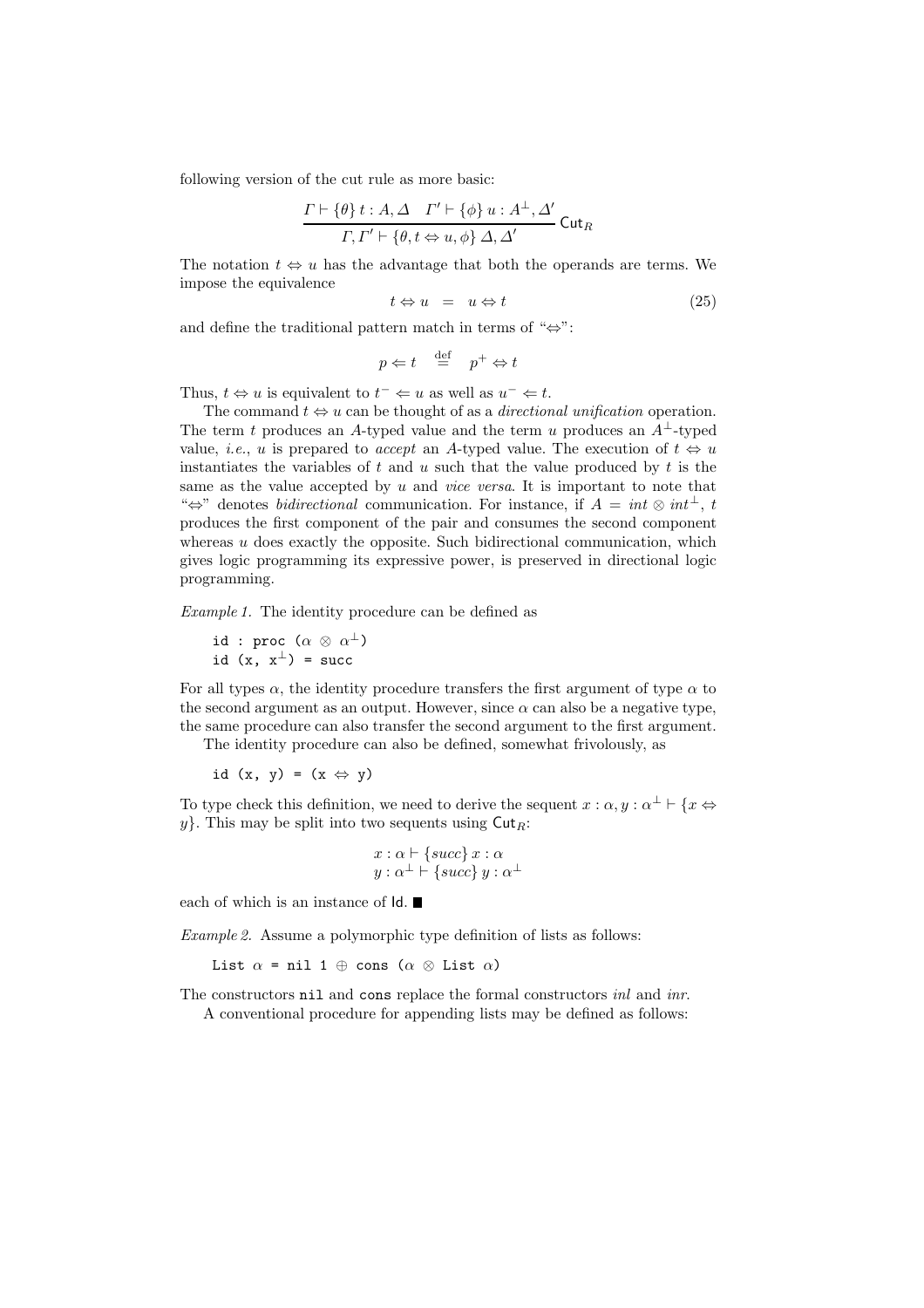following version of the cut rule as more basic:

$$\frac{\Gamma \vdash \{\theta\}\, t : A, \Delta \quad \Gamma' \vdash \{\phi\}\, u : A^{\perp}, \Delta'}{\Gamma, \Gamma' \vdash \{\theta, t \Leftrightarrow u, \phi\}\, \Delta, \Delta'}\ \mathsf{Cut}_R$$

The notation $t \Leftrightarrow u$ has the advantage that both the operands are terms. We impose the equivalence

$$t \Leftrightarrow u \;\; = \;\; u \Leftrightarrow t \tag{25}$$

and define the traditional pattern match in terms of "$\Leftrightarrow$":

$$p \Leftarrow t \quad \stackrel{\text{def}}{=} \quad p^{+} \Leftrightarrow t$$

Thus, $t \Leftrightarrow u$ is equivalent to $t^{-} \Leftarrow u$ as well as $u^{-} \Leftarrow t$.

The command $t \Leftrightarrow u$ can be thought of as a *directional unification* operation. The term $t$ produces an $A$-typed value and the term $u$ produces an $A^{\perp}$-typed value, *i.e.*, $u$ is prepared to *accept* an $A$-typed value. The execution of $t \Leftrightarrow u$ instantiates the variables of $t$ and $u$ such that the value produced by $t$ is the same as the value accepted by $u$ and *vice versa*. It is important to note that "$\Leftrightarrow$" denotes *bidirectional* communication. For instance, if $A = \mathit{int} \otimes \mathit{int}^{\perp}$, $t$ produces the first component of the pair and consumes the second component whereas $u$ does exactly the opposite. Such bidirectional communication, which gives logic programming its expressive power, is preserved in directional logic programming.

*Example 1.* The identity procedure can be defined as

```
id : proc (α ⊗ α⊥)
id (x, x⊥) = succ
```

For all types $\alpha$, the identity procedure transfers the first argument of type $\alpha$ to the second argument as an output. However, since $\alpha$ can also be a negative type, the same procedure can also transfer the second argument to the first argument.

The identity procedure can also be defined, somewhat frivolously, as

```
id (x, y) = (x ⇔ y)
```

To type check this definition, we need to derive the sequent $x : \alpha, y : \alpha^{\perp} \vdash \{x \Leftrightarrow y\}$. This may be split into two sequents using $\mathsf{Cut}_R$:

$$x : \alpha \vdash \{\mathit{succ}\}\, x : \alpha$$
$$y : \alpha^{\perp} \vdash \{\mathit{succ}\}\, y : \alpha^{\perp}$$

each of which is an instance of $\mathsf{Id}$. ∎

*Example 2.* Assume a polymorphic type definition of lists as follows:

```
List α = nil 1 ⊕ cons (α ⊗ List α)
```

The constructors `nil` and `cons` replace the formal constructors *inl* and *inr*.

A conventional procedure for appending lists may be defined as follows: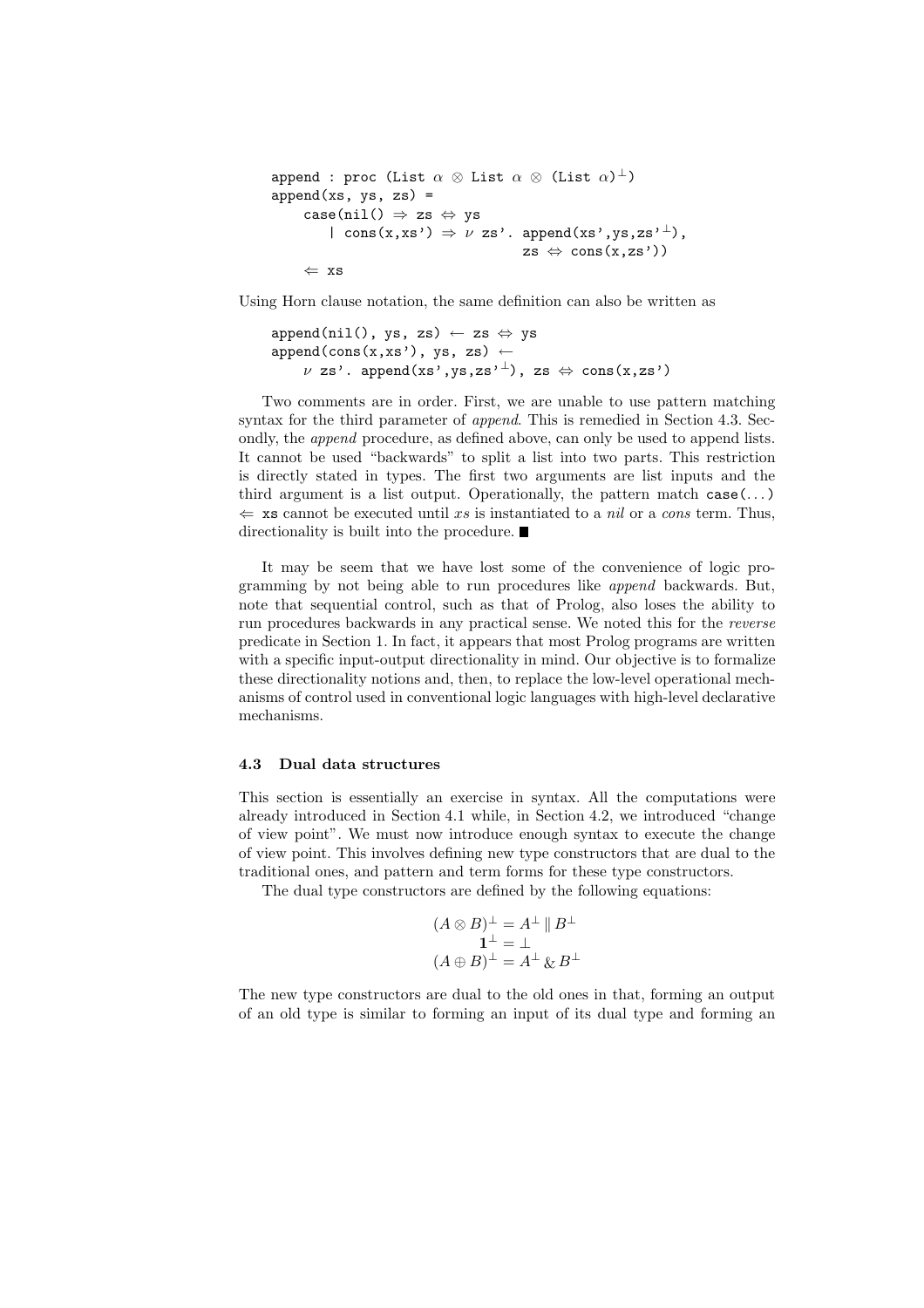```
append : proc (List α ⊗ List α ⊗ (List α)⊥)
append(xs, ys, zs) =
    case(nil() ⇒ zs ⇔ ys
       | cons(x,xs') ⇒ ν zs'. append(xs',ys,zs'⊥),
                              zs ⇔ cons(x,zs'))
    ⇐ xs
```

Using Horn clause notation, the same definition can also be written as

```
append(nil(), ys, zs) ← zs ⇔ ys
append(cons(x,xs'), ys, zs) ←
    ν zs'. append(xs',ys,zs'⊥), zs ⇔ cons(x,zs')
```

Two comments are in order. First, we are unable to use pattern matching syntax for the third parameter of *append*. This is remedied in Section 4.3. Secondly, the *append* procedure, as defined above, can only be used to append lists. It cannot be used "backwards" to split a list into two parts. This restriction is directly stated in types. The first two arguments are list inputs and the third argument is a list output. Operationally, the pattern match `case(...)` $\Leftarrow$ `xs` cannot be executed until $xs$ is instantiated to a *nil* or a *cons* term. Thus, directionality is built into the procedure. ■

It may be seem that we have lost some of the convenience of logic programming by not being able to run procedures like *append* backwards. But, note that sequential control, such as that of Prolog, also loses the ability to run procedures backwards in any practical sense. We noted this for the *reverse* predicate in Section 1. In fact, it appears that most Prolog programs are written with a specific input-output directionality in mind. Our objective is to formalize these directionality notions and, then, to replace the low-level operational mechanisms of control used in conventional logic languages with high-level declarative mechanisms.

### 4.3 Dual data structures

This section is essentially an exercise in syntax. All the computations were already introduced in Section 4.1 while, in Section 4.2, we introduced "change of view point". We must now introduce enough syntax to execute the change of view point. This involves defining new type constructors that are dual to the traditional ones, and pattern and term forms for these type constructors.

The dual type constructors are defined by the following equations:

$$
\begin{aligned}
(A \otimes B)^{\perp} &= A^{\perp} \parallel B^{\perp} \\
\mathbf{1}^{\perp} &= \perp \\
(A \oplus B)^{\perp} &= A^{\perp} \mathbin{\&} B^{\perp}
\end{aligned}
$$

The new type constructors are dual to the old ones in that, forming an output of an old type is similar to forming an input of its dual type and forming an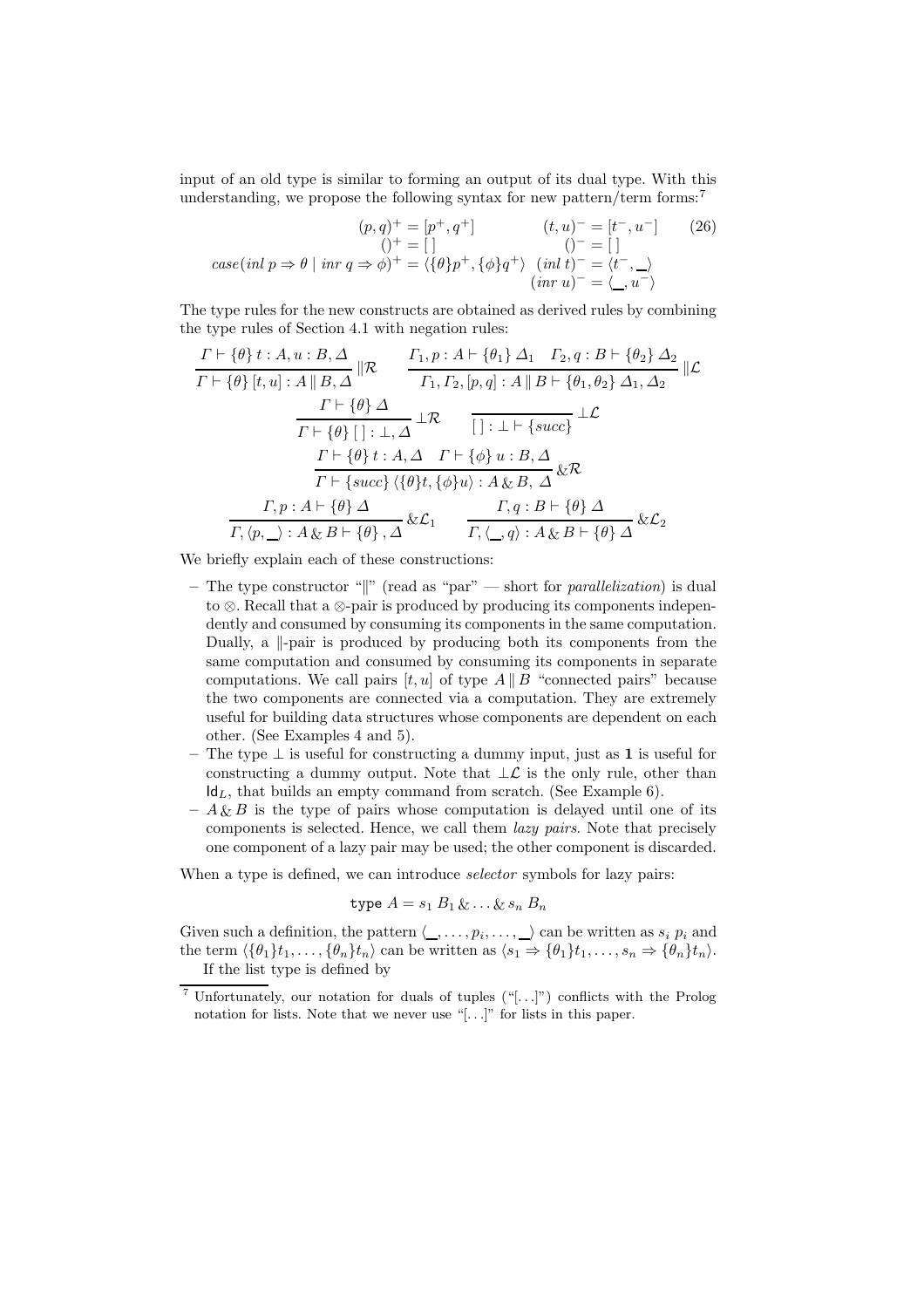input of an old type is similar to forming an output of its dual type. With this understanding, we propose the following syntax for new pattern/term forms:[7]

$$
\begin{array}{ll}
(p,q)^+ = [p^+, q^+] & (t,u)^- = [t^-, u^-] \\
()^+ = [\,] & ()^- = [\,] \\
case(inl\ p \Rightarrow \theta \mid inr\ q \Rightarrow \phi)^+ = \langle \{\theta\} p^+, \{\phi\} q^+ \rangle & (inl\ t)^- = \langle t^-, \_ \rangle \\
 & (inr\ u)^- = \langle \_, u^- \rangle
\end{array}
\qquad (26)
$$

The type rules for the new constructs are obtained as derived rules by combining the type rules of Section 4.1 with negation rules:

$$
\frac{\Gamma \vdash \{\theta\}\ t : A, u : B, \Delta}{\Gamma \vdash \{\theta\}\ [t,u] : A \parallel B, \Delta} \parallel\mathcal{R}
\qquad
\frac{\Gamma_1, p : A \vdash \{\theta_1\}\ \Delta_1 \quad \Gamma_2, q : B \vdash \{\theta_2\}\ \Delta_2}{\Gamma_1, \Gamma_2, [p,q] : A \parallel B \vdash \{\theta_1, \theta_2\}\ \Delta_1, \Delta_2} \parallel\mathcal{L}
$$

$$
\frac{\Gamma \vdash \{\theta\}\ \Delta}{\Gamma \vdash \{\theta\}\ [\,] : \bot, \Delta} \bot\mathcal{R}
\qquad
\frac{}{[\,] : \bot \vdash \{succ\}} \bot\mathcal{L}
$$

$$
\frac{\Gamma \vdash \{\theta\}\ t : A, \Delta \quad \Gamma \vdash \{\phi\}\ u : B, \Delta}{\Gamma \vdash \{succ\}\ \langle \{\theta\} t, \{\phi\} u \rangle : A \,\&\, B,\ \Delta} \&\mathcal{R}
$$

$$
\frac{\Gamma, p : A \vdash \{\theta\}\ \Delta}{\Gamma, \langle p, \_ \rangle : A \,\&\, B \vdash \{\theta\}\ , \Delta} \&\mathcal{L}_1
\qquad
\frac{\Gamma, q : B \vdash \{\theta\}\ \Delta}{\Gamma, \langle \_, q \rangle : A \,\&\, B \vdash \{\theta\}\ \Delta} \&\mathcal{L}_2
$$

We briefly explain each of these constructions:

- The type constructor "$\parallel$" (read as "par" — short for *parallelization*) is dual to $\otimes$. Recall that a $\otimes$-pair is produced by producing its components independently and consumed by consuming its components in the same computation. Dually, a $\parallel$-pair is produced by producing both its components from the same computation and consumed by consuming its components in separate computations. We call pairs $[t,u]$ of type $A \parallel B$ "connected pairs" because the two components are connected via a computation. They are extremely useful for building data structures whose components are dependent on each other. (See Examples 4 and 5).
- The type $\bot$ is useful for constructing a dummy input, just as $\mathbf{1}$ is useful for constructing a dummy output. Note that $\bot\mathcal{L}$ is the only rule, other than $\mathsf{Id}_L$, that builds an empty command from scratch. (See Example 6).
- $A \,\&\, B$ is the type of pairs whose computation is delayed until one of its components is selected. Hence, we call them *lazy pairs*. Note that precisely one component of a lazy pair may be used; the other component is discarded.

When a type is defined, we can introduce *selector* symbols for lazy pairs:

$$\texttt{type}\ A = s_1\ B_1 \,\&\, \ldots \,\&\, s_n\ B_n$$

Given such a definition, the pattern $\langle \_, \ldots, p_i, \ldots, \_ \rangle$ can be written as $s_i\ p_i$ and the term $\langle \{\theta_1\} t_1, \ldots, \{\theta_n\} t_n \rangle$ can be written as $\langle s_1 \Rightarrow \{\theta_1\} t_1, \ldots, s_n \Rightarrow \{\theta_n\} t_n \rangle$.

If the list type is defined by

[7] Unfortunately, our notation for duals of tuples ("[...]") conflicts with the Prolog notation for lists. Note that we never use "[...]" for lists in this paper.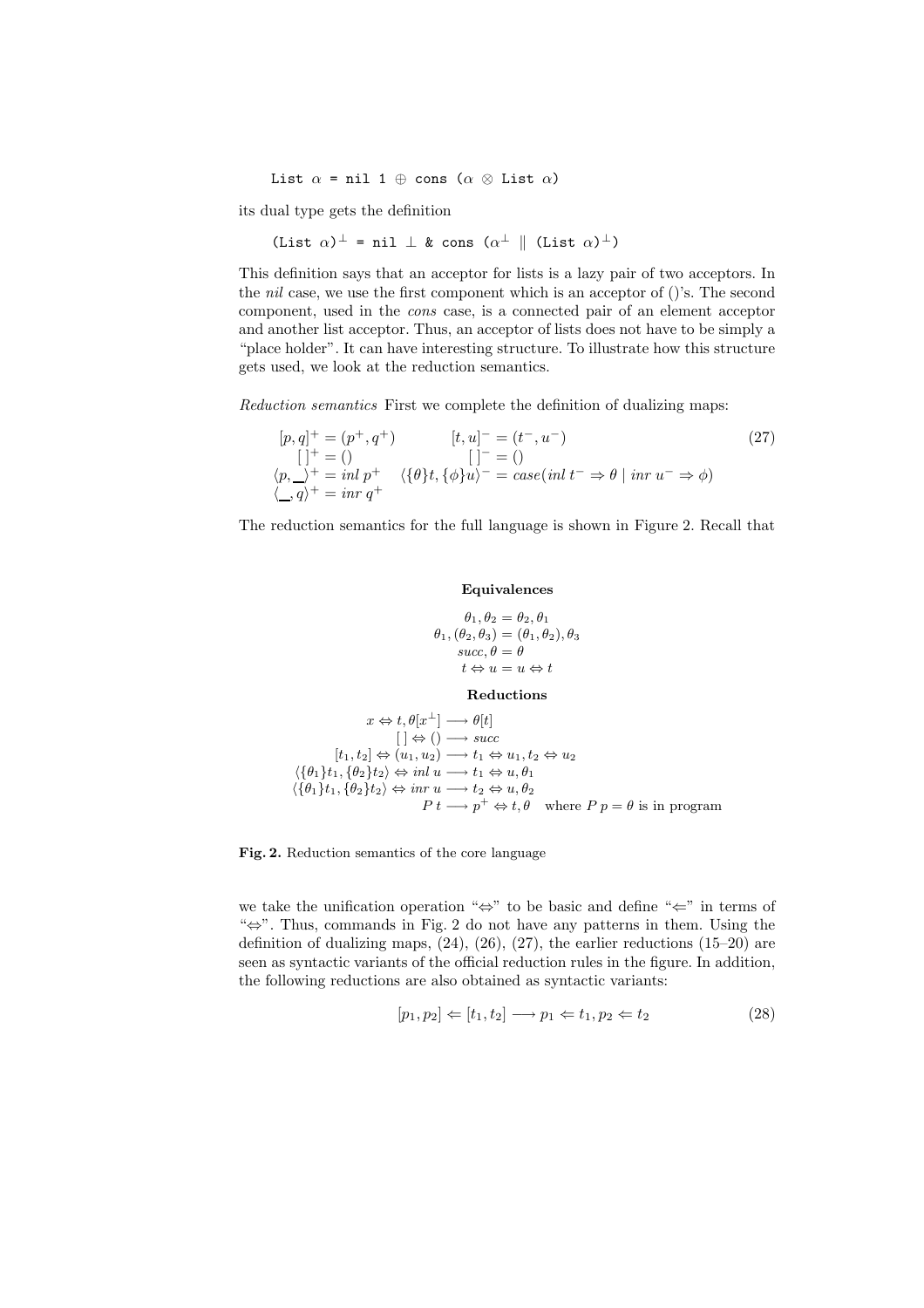```
List α = nil 1 ⊕ cons (α ⊗ List α)
```

its dual type gets the definition

```
(List α)⊥ = nil ⊥ & cons (α⊥ ∥ (List α)⊥)
```

This definition says that an acceptor for lists is a lazy pair of two acceptors. In the *nil* case, we use the first component which is an acceptor of ()'s. The second component, used in the *cons* case, is a connected pair of an element acceptor and another list acceptor. Thus, an acceptor of lists does not have to be simply a "place holder". It can have interesting structure. To illustrate how this structure gets used, we look at the reduction semantics.

*Reduction semantics* First we complete the definition of dualizing maps:

$$
\begin{array}{ll}
[p,q]^+ = (p^+, q^+) & [t,u]^- = (t^-, u^-) \\
[\,]^+ = () & [\,]^- = () \\
\langle p, \_\rangle^+ = inl\ p^+ & \langle \{\theta\}t, \{\phi\}u\rangle^- = case(inl\ t^- \Rightarrow \theta \mid inr\ u^- \Rightarrow \phi) \\
\langle \_, q\rangle^+ = inr\ q^+ &
\end{array}
\tag{27}
$$

The reduction semantics for the full language is shown in Figure 2. Recall that

**Equivalences**

$$
\begin{array}{c}
\theta_1, \theta_2 = \theta_2, \theta_1 \\
\theta_1, (\theta_2, \theta_3) = (\theta_1, \theta_2), \theta_3 \\
succ, \theta = \theta \\
t \Leftrightarrow u = u \Leftrightarrow t
\end{array}
$$

**Reductions**

$$
\begin{array}{rl}
x \Leftrightarrow t, \theta[x^\perp] & \longrightarrow \theta[t] \\
[\,] \Leftrightarrow () & \longrightarrow succ \\
[t_1, t_2] \Leftrightarrow (u_1, u_2) & \longrightarrow t_1 \Leftrightarrow u_1, t_2 \Leftrightarrow u_2 \\
\langle \{\theta_1\}t_1, \{\theta_2\}t_2\rangle \Leftrightarrow inl\ u & \longrightarrow t_1 \Leftrightarrow u, \theta_1 \\
\langle \{\theta_1\}t_1, \{\theta_2\}t_2\rangle \Leftrightarrow inr\ u & \longrightarrow t_2 \Leftrightarrow u, \theta_2 \\
P\ t & \longrightarrow p^+ \Leftrightarrow t, \theta \quad \text{where } P\ p = \theta \text{ is in program}
\end{array}
$$

**Fig. 2.** Reduction semantics of the core language

we take the unification operation "$\Leftrightarrow$" to be basic and define "$\Leftarrow$" in terms of "$\Leftrightarrow$". Thus, commands in Fig. 2 do not have any patterns in them. Using the definition of dualizing maps, (24), (26), (27), the earlier reductions (15–20) are seen as syntactic variants of the official reduction rules in the figure. In addition, the following reductions are also obtained as syntactic variants:

$$
[p_1, p_2] \Leftarrow [t_1, t_2] \longrightarrow p_1 \Leftarrow t_1, p_2 \Leftarrow t_2 \tag{28}
$$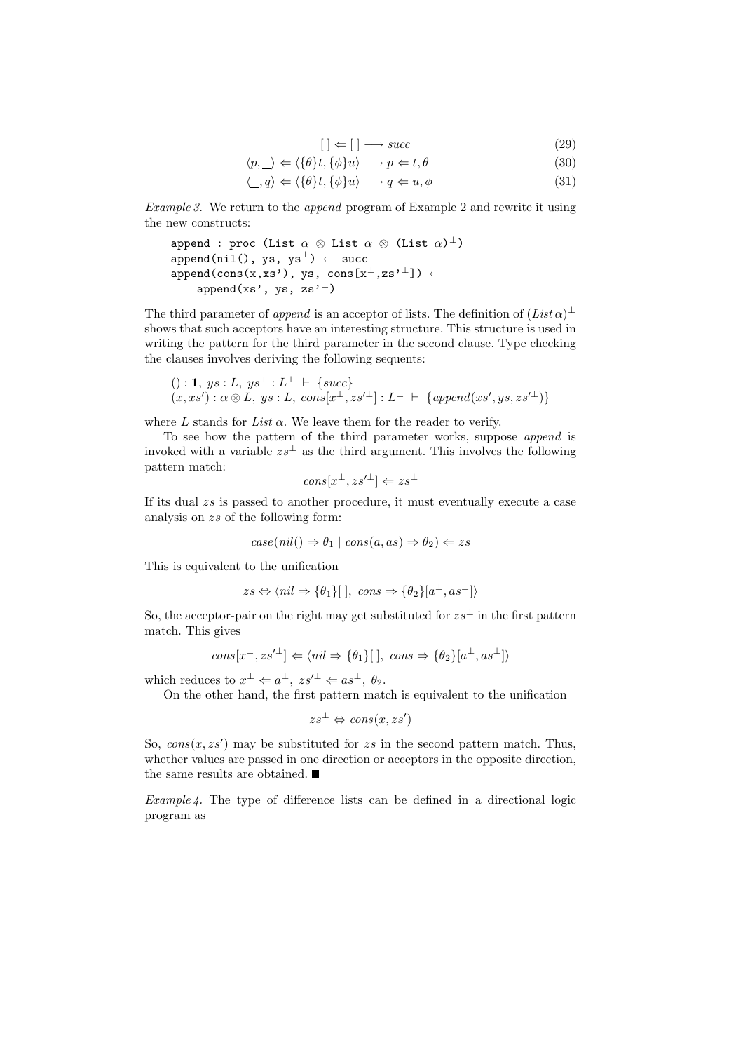$$[\,] \Leftarrow [\,] \longrightarrow succ \tag{29}$$

$$\langle p, \_\rangle \Leftarrow \langle \{\theta\}t, \{\phi\}u\rangle \longrightarrow p \Leftarrow t, \theta \tag{30}$$

$$\langle \_, q\rangle \Leftarrow \langle \{\theta\}t, \{\phi\}u\rangle \longrightarrow q \Leftarrow u, \phi \tag{31}$$

*Example 3.* We return to the *append* program of Example 2 and rewrite it using the new constructs:

```
append : proc (List α ⊗ List α ⊗ (List α)⊥)
append(nil(), ys, ys⊥) ← succ
append(cons(x,xs'), ys, cons[x⊥,zs'⊥]) ←
    append(xs', ys, zs'⊥)
```

The third parameter of *append* is an acceptor of lists. The definition of $(List\,\alpha)^\perp$ shows that such acceptors have an interesting structure. This structure is used in writing the pattern for the third parameter in the second clause. Type checking the clauses involves deriving the following sequents:

$$() : \mathbf{1},\ ys : L,\ ys^\perp : L^\perp\ \vdash\ \{succ\}$$
$$(x, xs') : \alpha \otimes L,\ ys : L,\ cons[x^\perp, zs'^\perp] : L^\perp\ \vdash\ \{append(xs', ys, zs'^\perp)\}$$

where $L$ stands for $List\ \alpha$. We leave them for the reader to verify.

To see how the pattern of the third parameter works, suppose *append* is invoked with a variable $zs^\perp$ as the third argument. This involves the following pattern match:

$$cons[x^\perp, zs'^\perp] \Leftarrow zs^\perp$$

If its dual $zs$ is passed to another procedure, it must eventually execute a case analysis on $zs$ of the following form:

$$case(nil() \Rightarrow \theta_1 \mid cons(a, as) \Rightarrow \theta_2) \Leftarrow zs$$

This is equivalent to the unification

$$zs \Leftrightarrow \langle nil \Rightarrow \{\theta_1\}[\,],\ cons \Rightarrow \{\theta_2\}[a^\perp, as^\perp]\rangle$$

So, the acceptor-pair on the right may get substituted for $zs^\perp$ in the first pattern match. This gives

$$cons[x^\perp, zs'^\perp] \Leftarrow \langle nil \Rightarrow \{\theta_1\}[\,],\ cons \Rightarrow \{\theta_2\}[a^\perp, as^\perp]\rangle$$

which reduces to $x^\perp \Leftarrow a^\perp,\ zs'^\perp \Leftarrow as^\perp,\ \theta_2$.

On the other hand, the first pattern match is equivalent to the unification

$$zs^\perp \Leftrightarrow cons(x, zs')$$

So, $cons(x, zs')$ may be substituted for $zs$ in the second pattern match. Thus, whether values are passed in one direction or acceptors in the opposite direction, the same results are obtained. ■

*Example 4.* The type of difference lists can be defined in a directional logic program as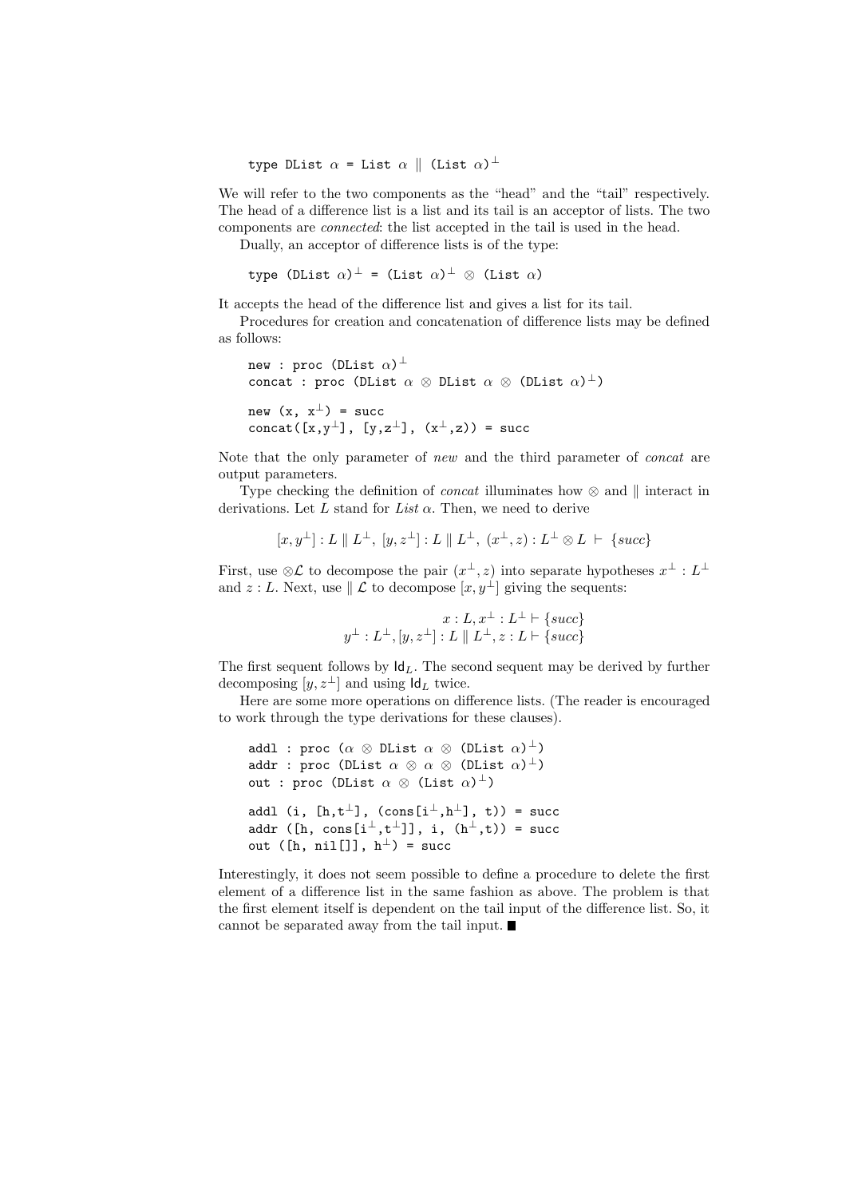```
type DList α = List α ∥ (List α)⊥
```

We will refer to the two components as the "head" and the "tail" respectively. The head of a difference list is a list and its tail is an acceptor of lists. The two components are *connected*: the list accepted in the tail is used in the head.

Dually, an acceptor of difference lists is of the type:

```
type (DList α)⊥ = (List α)⊥ ⊗ (List α)
```

It accepts the head of the difference list and gives a list for its tail.

Procedures for creation and concatenation of difference lists may be defined as follows:

```
new : proc (DList α)⊥
concat : proc (DList α ⊗ DList α ⊗ (DList α)⊥)

new (x, x⊥) = succ
concat([x,y⊥], [y,z⊥], (x⊥,z)) = succ
```

Note that the only parameter of *new* and the third parameter of *concat* are output parameters.

Type checking the definition of *concat* illuminates how $\otimes$ and $\|$ interact in derivations. Let $L$ stand for *List* $\alpha$. Then, we need to derive

$$[x, y^{\perp}] : L \parallel L^{\perp},\ [y, z^{\perp}] : L \parallel L^{\perp},\ (x^{\perp}, z) : L^{\perp} \otimes L\ \vdash\ \{succ\}$$

First, use $\otimes\mathcal{L}$ to decompose the pair $(x^{\perp}, z)$ into separate hypotheses $x^{\perp} : L^{\perp}$ and $z : L$. Next, use $\parallel \mathcal{L}$ to decompose $[x, y^{\perp}]$ giving the sequents:

$$x : L, x^{\perp} : L^{\perp} \vdash \{succ\}$$
$$y^{\perp} : L^{\perp}, [y, z^{\perp}] : L \parallel L^{\perp}, z : L \vdash \{succ\}$$

The first sequent follows by $\mathsf{Id}_L$. The second sequent may be derived by further decomposing $[y, z^{\perp}]$ and using $\mathsf{Id}_L$ twice.

Here are some more operations on difference lists. (The reader is encouraged to work through the type derivations for these clauses).

```
addl : proc (α ⊗ DList α ⊗ (DList α)⊥)
addr : proc (DList α ⊗ α ⊗ (DList α)⊥)
out : proc (DList α ⊗ (List α)⊥)

addl (i, [h,t⊥], (cons[i⊥,h⊥], t)) = succ
addr ([h, cons[i⊥,t⊥]], i, (h⊥,t)) = succ
out ([h, nil[]], h⊥) = succ
```

Interestingly, it does not seem possible to define a procedure to delete the first element of a difference list in the same fashion as above. The problem is that the first element itself is dependent on the tail input of the difference list. So, it cannot be separated away from the tail input. ■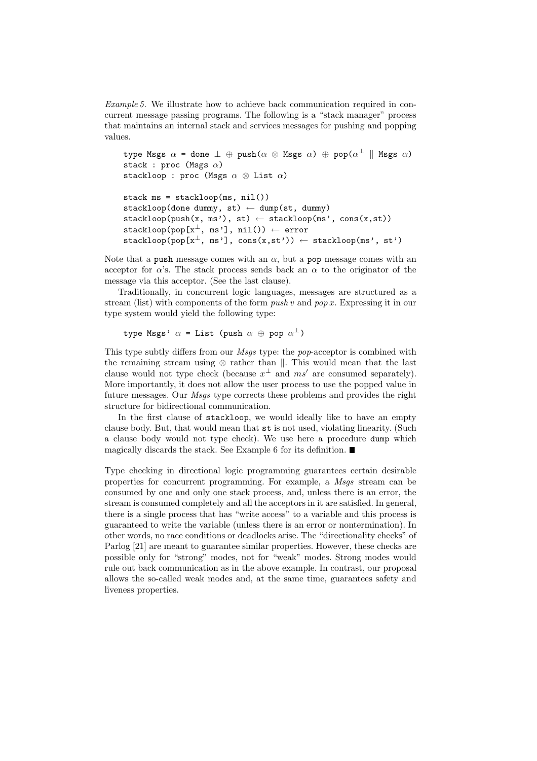*Example 5.* We illustrate how to achieve back communication required in concurrent message passing programs. The following is a "stack manager" process that maintains an internal stack and services messages for pushing and popping values.

```
type Msgs α = done ⊥ ⊕ push(α ⊗ Msgs α) ⊕ pop(α⊥ ∥ Msgs α)
stack : proc (Msgs α)
stackloop : proc (Msgs α ⊗ List α)

stack ms = stackloop(ms, nil())
stackloop(done dummy, st) ← dump(st, dummy)
stackloop(push(x, ms'), st) ← stackloop(ms', cons(x,st))
stackloop(pop[x⊥, ms'], nil()) ← error
stackloop(pop[x⊥, ms'], cons(x,st')) ← stackloop(ms', st')
```

Note that a push message comes with an $\alpha$, but a pop message comes with an acceptor for $\alpha$'s. The stack process sends back an $\alpha$ to the originator of the message via this acceptor. (See the last clause).

Traditionally, in concurrent logic languages, messages are structured as a stream (list) with components of the form *push* $v$ and *pop* $x$. Expressing it in our type system would yield the following type:

```
type Msgs' α = List (push α ⊕ pop α⊥)
```

This type subtly differs from our *Msgs* type: the *pop*-acceptor is combined with the remaining stream using $\otimes$ rather than $\|$. This would mean that the last clause would not type check (because $x^{\perp}$ and $ms'$ are consumed separately). More importantly, it does not allow the user process to use the popped value in future messages. Our *Msgs* type corrects these problems and provides the right structure for bidirectional communication.

In the first clause of stackloop, we would ideally like to have an empty clause body. But, that would mean that st is not used, violating linearity. (Such a clause body would not type check). We use here a procedure dump which magically discards the stack. See Example 6 for its definition. ■

Type checking in directional logic programming guarantees certain desirable properties for concurrent programming. For example, a *Msgs* stream can be consumed by one and only one stack process, and, unless there is an error, the stream is consumed completely and all the acceptors in it are satisfied. In general, there is a single process that has "write access" to a variable and this process is guaranteed to write the variable (unless there is an error or nontermination). In other words, no race conditions or deadlocks arise. The "directionality checks" of Parlog [21] are meant to guarantee similar properties. However, these checks are possible only for "strong" modes, not for "weak" modes. Strong modes would rule out back communication as in the above example. In contrast, our proposal allows the so-called weak modes and, at the same time, guarantees safety and liveness properties.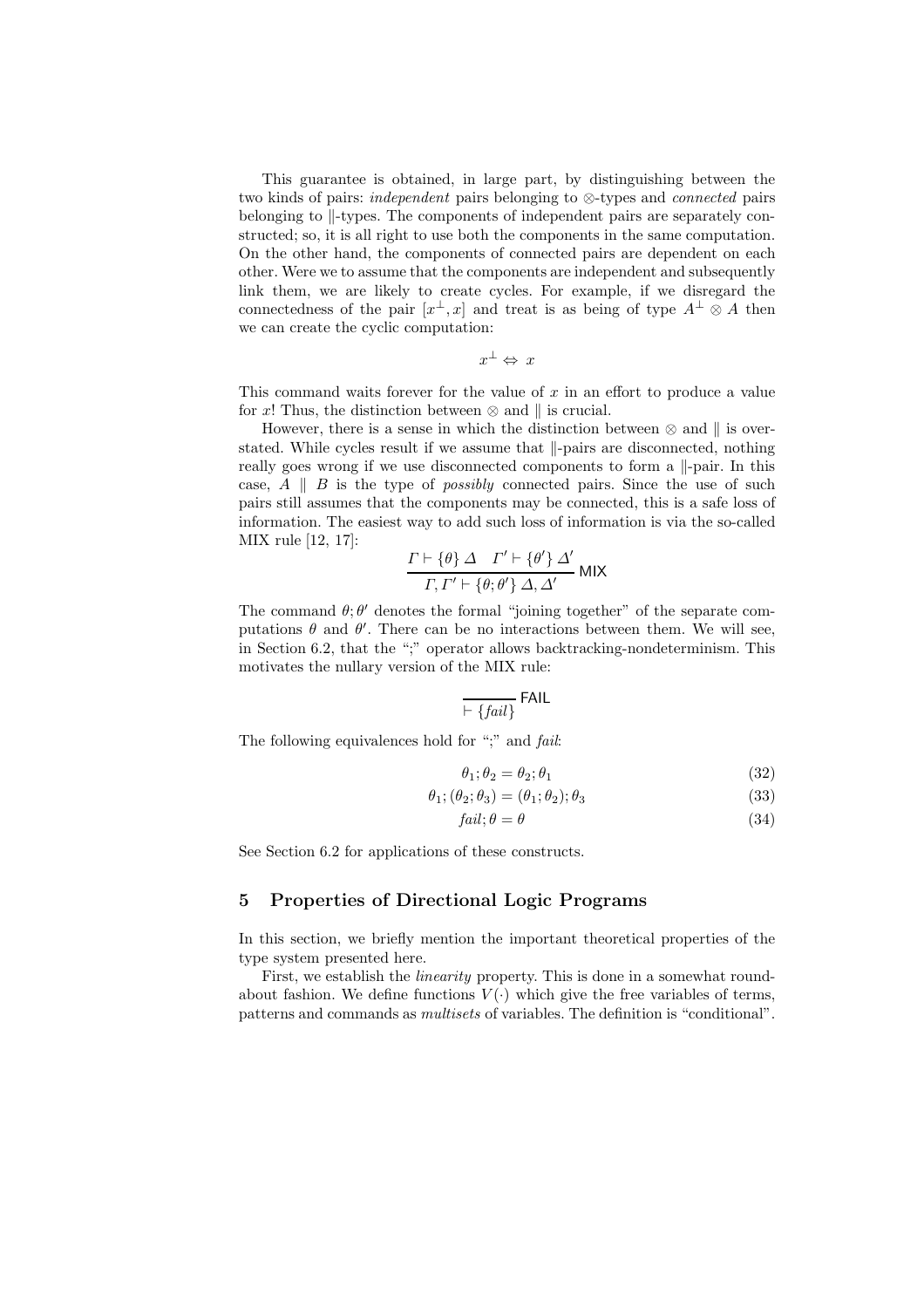This guarantee is obtained, in large part, by distinguishing between the two kinds of pairs: *independent* pairs belonging to $\otimes$-types and *connected* pairs belonging to $\|$-types. The components of independent pairs are separately constructed; so, it is all right to use both the components in the same computation. On the other hand, the components of connected pairs are dependent on each other. Were we to assume that the components are independent and subsequently link them, we are likely to create cycles. For example, if we disregard the connectedness of the pair $[x^\perp, x]$ and treat is as being of type $A^\perp \otimes A$ then we can create the cyclic computation:

$$x^\perp \Leftrightarrow x$$

This command waits forever for the value of $x$ in an effort to produce a value for $x$! Thus, the distinction between $\otimes$ and $\|$ is crucial.

However, there is a sense in which the distinction between $\otimes$ and $\|$ is overstated. While cycles result if we assume that $\|$-pairs are disconnected, nothing really goes wrong if we use disconnected components to form a $\|$-pair. In this case, $A \parallel B$ is the type of *possibly* connected pairs. Since the use of such pairs still assumes that the components may be connected, this is a safe loss of information. The easiest way to add such loss of information is via the so-called MIX rule [12, 17]:

$$\frac{\Gamma \vdash \{\theta\}\ \Delta \quad \Gamma' \vdash \{\theta'\}\ \Delta'}{\Gamma, \Gamma' \vdash \{\theta; \theta'\}\ \Delta, \Delta'}\ \mathsf{MIX}$$

The command $\theta; \theta'$ denotes the formal "joining together" of the separate computations $\theta$ and $\theta'$. There can be no interactions between them. We will see, in Section 6.2, that the ";" operator allows backtracking-nondeterminism. This motivates the nullary version of the MIX rule:

$$\frac{}{\vdash \{\mathit{fail}\}}\ \mathsf{FAIL}$$

The following equivalences hold for ";" and *fail*:

$$\theta_1; \theta_2 = \theta_2; \theta_1 \tag{32}$$

$$\theta_1; (\theta_2; \theta_3) = (\theta_1; \theta_2); \theta_3 \tag{33}$$

$$\mathit{fail}; \theta = \theta \tag{34}$$

See Section 6.2 for applications of these constructs.

## 5 Properties of Directional Logic Programs

In this section, we briefly mention the important theoretical properties of the type system presented here.

First, we establish the *linearity* property. This is done in a somewhat roundabout fashion. We define functions $V(\cdot)$ which give the free variables of terms, patterns and commands as *multisets* of variables. The definition is "conditional".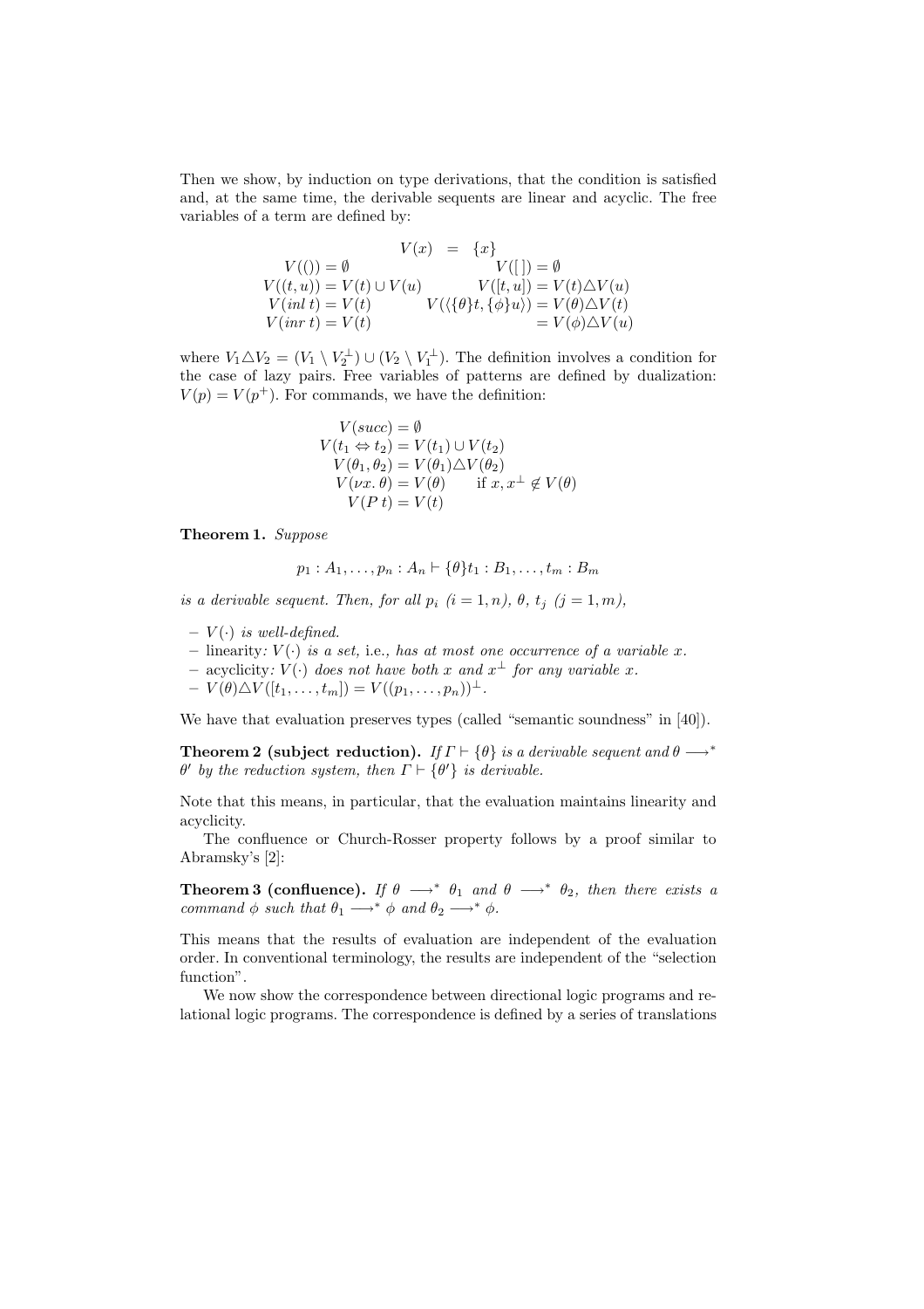Then we show, by induction on type derivations, that the condition is satisfied and, at the same time, the derivable sequents are linear and acyclic. The free variables of a term are defined by:

$$
\begin{array}{rcl}
V(x) & = & \{x\} \\
V(()) = \emptyset & & V([\,]) = \emptyset \\
V((t,u)) = V(t) \cup V(u) & & V([t,u]) = V(t) \triangle V(u) \\
V(\mathit{inl}\ t) = V(t) & & V(\langle\{\theta\}t, \{\phi\}u\rangle) = V(\theta) \triangle V(t) \\
V(\mathit{inr}\ t) = V(t) & & \qquad\qquad\qquad\quad = V(\phi) \triangle V(u)
\end{array}
$$

where $V_1 \triangle V_2 = (V_1 \setminus V_2^{\perp}) \cup (V_2 \setminus V_1^{\perp})$. The definition involves a condition for the case of lazy pairs. Free variables of patterns are defined by dualization: $V(p) = V(p^{+})$. For commands, we have the definition:

$$
\begin{array}{l}
V(\mathit{succ}) = \emptyset \\
V(t_1 \Leftrightarrow t_2) = V(t_1) \cup V(t_2) \\
V(\theta_1, \theta_2) = V(\theta_1) \triangle V(\theta_2) \\
V(\nu x.\, \theta) = V(\theta) \qquad \text{if } x, x^{\perp} \notin V(\theta) \\
V(P\ t) = V(t)
\end{array}
$$

**Theorem 1.** *Suppose*

$$p_1 : A_1, \ldots, p_n : A_n \vdash \{\theta\} t_1 : B_1, \ldots, t_m : B_m$$

*is a derivable sequent. Then, for all $p_i$ $(i = 1, n)$, $\theta$, $t_j$ $(j = 1, m)$,*

- *$V(\cdot)$ is well-defined.*
- linearity*: $V(\cdot)$ is a set,* i.e.*, has at most one occurrence of a variable $x$.*
- acyclicity*: $V(\cdot)$ does not have both $x$ and $x^{\perp}$ for any variable $x$.*
- *$V(\theta) \triangle V([t_1, \ldots, t_m]) = V((p_1, \ldots, p_n))^{\perp}$.*

We have that evaluation preserves types (called "semantic soundness" in [40]).

**Theorem 2 (subject reduction).** *If $\Gamma \vdash \{\theta\}$ is a derivable sequent and $\theta \longrightarrow^{*} \theta'$ by the reduction system, then $\Gamma \vdash \{\theta'\}$ is derivable.*

Note that this means, in particular, that the evaluation maintains linearity and acyclicity.

The confluence or Church-Rosser property follows by a proof similar to Abramsky's [2]:

**Theorem 3 (confluence).** *If $\theta \longrightarrow^{*} \theta_1$ and $\theta \longrightarrow^{*} \theta_2$, then there exists a command $\phi$ such that $\theta_1 \longrightarrow^{*} \phi$ and $\theta_2 \longrightarrow^{*} \phi$.*

This means that the results of evaluation are independent of the evaluation order. In conventional terminology, the results are independent of the "selection function".

We now show the correspondence between directional logic programs and relational logic programs. The correspondence is defined by a series of translations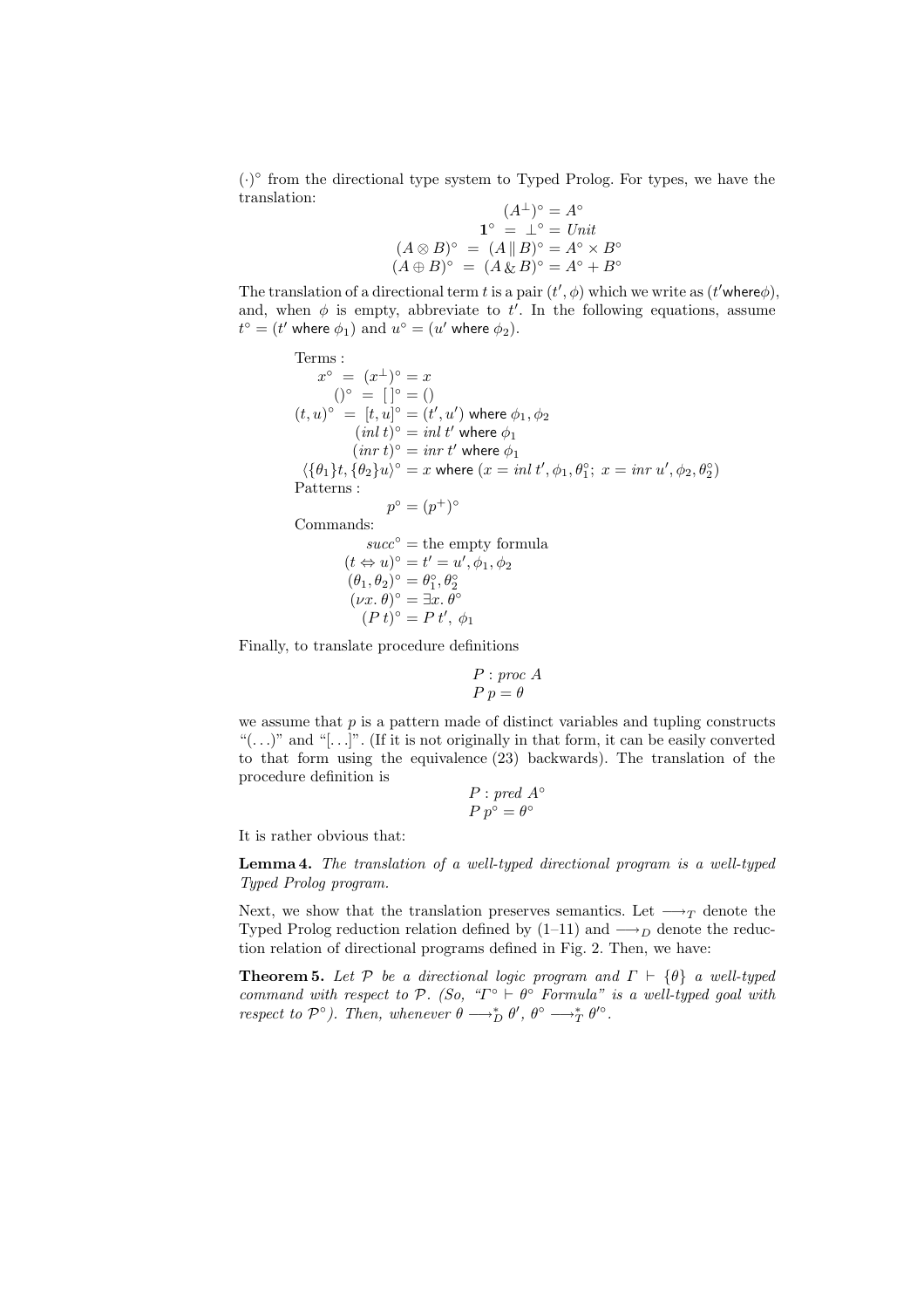$(\cdot)^\circ$ from the directional type system to Typed Prolog. For types, we have the translation:

$$
\begin{aligned}
(A^\perp)^\circ &= A^\circ \\
\mathbf{1}^\circ \;=\; \perp^\circ &= Unit \\
(A \otimes B)^\circ \;=\; (A \parallel B)^\circ &= A^\circ \times B^\circ \\
(A \oplus B)^\circ \;=\; (A \,\&\, B)^\circ &= A^\circ + B^\circ
\end{aligned}
$$

The translation of a directional term $t$ is a pair $(t', \phi)$ which we write as $(t' \mathsf{where} \phi)$, and, when $\phi$ is empty, abbreviate to $t'$. In the following equations, assume $t^\circ = (t'$ where $\phi_1)$ and $u^\circ = (u'$ where $\phi_2)$.

Terms :

$$
\begin{aligned}
x^\circ \;=\; (x^\perp)^\circ &= x \\
()^\circ \;=\; [\,]^\circ &= () \\
(t, u)^\circ \;=\; [t, u]^\circ &= (t', u') \text{ where } \phi_1, \phi_2 \\
(inl\ t)^\circ &= inl\ t' \text{ where } \phi_1 \\
(inr\ t)^\circ &= inr\ t' \text{ where } \phi_1 \\
\langle \{\theta_1\} t, \{\theta_2\} u \rangle^\circ &= x \text{ where } (x = inl\ t', \phi_1, \theta_1^\circ;\ x = inr\ u', \phi_2, \theta_2^\circ)
\end{aligned}
$$

Patterns :

$$p^\circ = (p^+)^\circ$$

Commands:

$$
\begin{aligned}
succ^\circ &= \text{the empty formula} \\
(t \Leftrightarrow u)^\circ &= t' = u', \phi_1, \phi_2 \\
(\theta_1, \theta_2)^\circ &= \theta_1^\circ, \theta_2^\circ \\
(\nu x.\, \theta)^\circ &= \exists x.\, \theta^\circ \\
(P\ t)^\circ &= P\ t',\ \phi_1
\end{aligned}
$$

Finally, to translate procedure definitions

$$
\begin{aligned}
&P : proc\ A \\
&P\ p = \theta
\end{aligned}
$$

we assume that $p$ is a pattern made of distinct variables and tupling constructs "$(\ldots)$" and "$[\ldots]$". (If it is not originally in that form, it can be easily converted to that form using the equivalence (23) backwards). The translation of the procedure definition is

$$
\begin{aligned}
&P : pred\ A^\circ \\
&P\ p^\circ = \theta^\circ
\end{aligned}
$$

It is rather obvious that:

**Lemma 4.** *The translation of a well-typed directional program is a well-typed Typed Prolog program.*

Next, we show that the translation preserves semantics. Let $\longrightarrow_T$ denote the Typed Prolog reduction relation defined by (1–11) and $\longrightarrow_D$ denote the reduction relation of directional programs defined in Fig. 2. Then, we have:

**Theorem 5.** *Let $\mathcal{P}$ be a directional logic program and $\Gamma \vdash \{\theta\}$ a well-typed command with respect to $\mathcal{P}$. (So, "$\Gamma^\circ \vdash \theta^\circ$ Formula" is a well-typed goal with respect to $\mathcal{P}^\circ$). Then, whenever $\theta \longrightarrow_D^* \theta'$, $\theta^\circ \longrightarrow_T^* \theta'^\circ$.*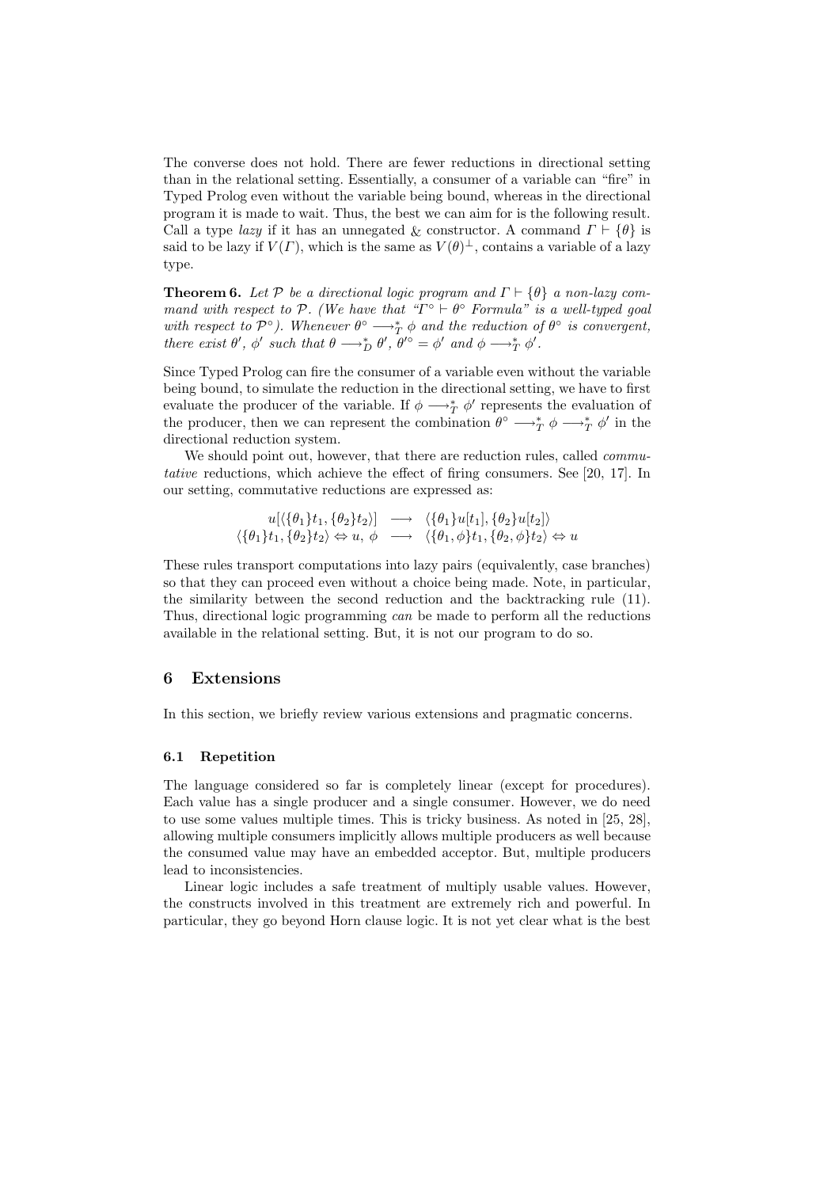The converse does not hold. There are fewer reductions in directional setting than in the relational setting. Essentially, a consumer of a variable can "fire" in Typed Prolog even without the variable being bound, whereas in the directional program it is made to wait. Thus, the best we can aim for is the following result. Call a type *lazy* if it has an unnegated $\&$ constructor. A command $\Gamma \vdash \{\theta\}$ is said to be lazy if $V(\Gamma)$, which is the same as $V(\theta)^\perp$, contains a variable of a lazy type.

**Theorem 6.** *Let $\mathcal{P}$ be a directional logic program and $\Gamma \vdash \{\theta\}$ a non-lazy command with respect to $\mathcal{P}$. (We have that "$\Gamma^\circ \vdash \theta^\circ$ Formula" is a well-typed goal with respect to $\mathcal{P}^\circ$). Whenever $\theta^\circ \longrightarrow_T^* \phi$ and the reduction of $\theta^\circ$ is convergent, there exist $\theta'$, $\phi'$ such that $\theta \longrightarrow_D^* \theta'$, $\theta'^\circ = \phi'$ and $\phi \longrightarrow_T^* \phi'$.*

Since Typed Prolog can fire the consumer of a variable even without the variable being bound, to simulate the reduction in the directional setting, we have to first evaluate the producer of the variable. If $\phi \longrightarrow_T^* \phi'$ represents the evaluation of the producer, then we can represent the combination $\theta^\circ \longrightarrow_T^* \phi \longrightarrow_T^* \phi'$ in the directional reduction system.

We should point out, however, that there are reduction rules, called *commutative* reductions, which achieve the effect of firing consumers. See [20, 17]. In our setting, commutative reductions are expressed as:

$$
\begin{array}{rcl}
u[\langle \{\theta_1\}t_1, \{\theta_2\}t_2 \rangle] & \longrightarrow & \langle \{\theta_1\}u[t_1], \{\theta_2\}u[t_2] \rangle \\
\langle \{\theta_1\}t_1, \{\theta_2\}t_2 \rangle \Leftrightarrow u,\ \phi & \longrightarrow & \langle \{\theta_1, \phi\}t_1, \{\theta_2, \phi\}t_2 \rangle \Leftrightarrow u
\end{array}
$$

These rules transport computations into lazy pairs (equivalently, case branches) so that they can proceed even without a choice being made. Note, in particular, the similarity between the second reduction and the backtracking rule (11). Thus, directional logic programming *can* be made to perform all the reductions available in the relational setting. But, it is not our program to do so.

## 6 Extensions

In this section, we briefly review various extensions and pragmatic concerns.

### 6.1 Repetition

The language considered so far is completely linear (except for procedures). Each value has a single producer and a single consumer. However, we do need to use some values multiple times. This is tricky business. As noted in [25, 28], allowing multiple consumers implicitly allows multiple producers as well because the consumed value may have an embedded acceptor. But, multiple producers lead to inconsistencies.

Linear logic includes a safe treatment of multiply usable values. However, the constructs involved in this treatment are extremely rich and powerful. In particular, they go beyond Horn clause logic. It is not yet clear what is the best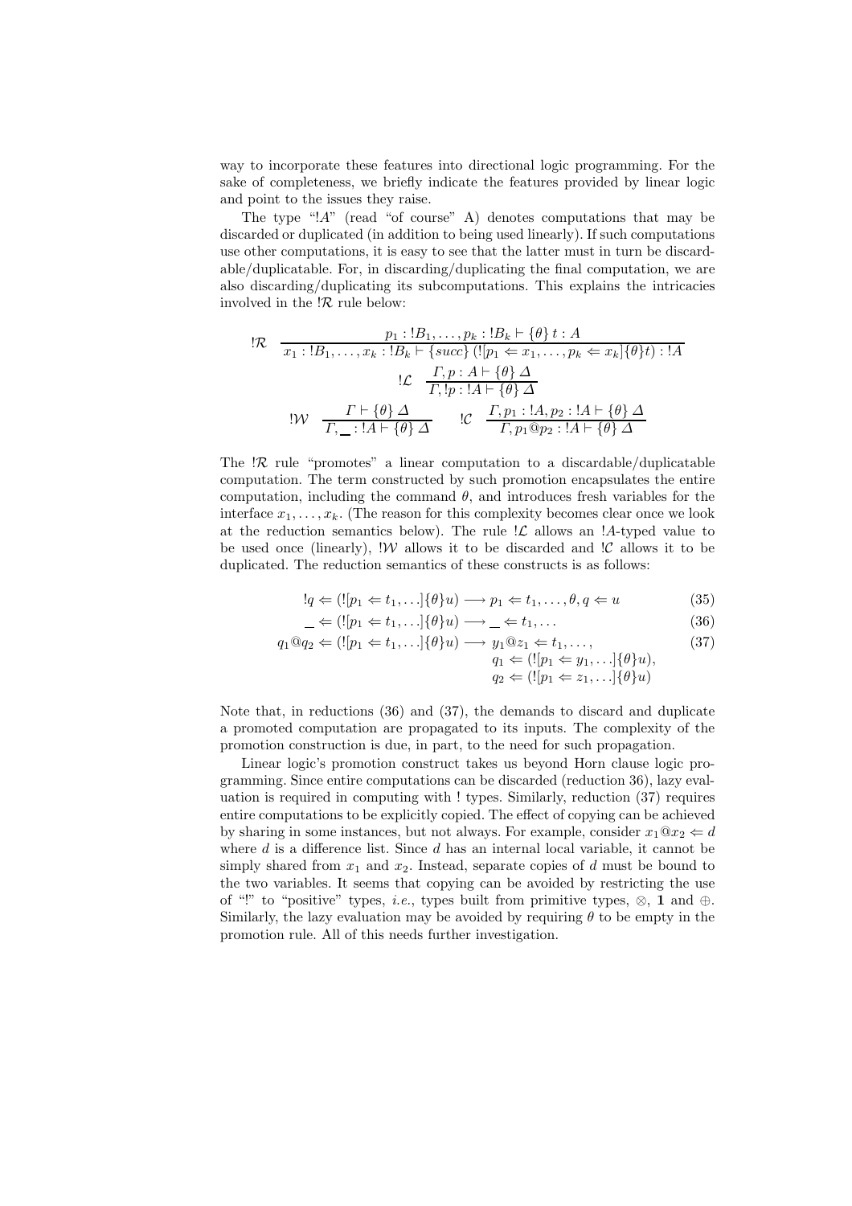way to incorporate these features into directional logic programming. For the sake of completeness, we briefly indicate the features provided by linear logic and point to the issues they raise.

The type "$!A$" (read "of course" A) denotes computations that may be discarded or duplicated (in addition to being used linearly). If such computations use other computations, it is easy to see that the latter must in turn be discardable/duplicatable. For, in discarding/duplicating the final computation, we are also discarding/duplicating its subcomputations. This explains the intricacies involved in the $!\mathcal{R}$ rule below:

$$!\mathcal{R} \quad \frac{p_1 : !B_1, \ldots, p_k : !B_k \vdash \{\theta\}\, t : A}{x_1 : !B_1, \ldots, x_k : !B_k \vdash \{succ\}\, (![p_1 \Leftarrow x_1, \ldots, p_k \Leftarrow x_k]\{\theta\}t) : !A}$$

$$!\mathcal{L} \quad \frac{\Gamma, p : A \vdash \{\theta\}\, \Delta}{\Gamma, !p : !A \vdash \{\theta\}\, \Delta}$$

$$!\mathcal{W} \quad \frac{\Gamma \vdash \{\theta\}\, \Delta}{\Gamma, \_ : !A \vdash \{\theta\}\, \Delta} \qquad !\mathcal{C} \quad \frac{\Gamma, p_1 : !A, p_2 : !A \vdash \{\theta\}\, \Delta}{\Gamma, p_1 @ p_2 : !A \vdash \{\theta\}\, \Delta}$$

The $!\mathcal{R}$ rule "promotes" a linear computation to a discardable/duplicatable computation. The term constructed by such promotion encapsulates the entire computation, including the command $\theta$, and introduces fresh variables for the interface $x_1, \ldots, x_k$. (The reason for this complexity becomes clear once we look at the reduction semantics below). The rule $!\mathcal{L}$ allows an $!A$-typed value to be used once (linearly), $!\mathcal{W}$ allows it to be discarded and $!\mathcal{C}$ allows it to be duplicated. The reduction semantics of these constructs is as follows:

$$!q \Leftarrow (![p_1 \Leftarrow t_1, \ldots]\{\theta\}u) \longrightarrow p_1 \Leftarrow t_1, \ldots, \theta, q \Leftarrow u \tag{35}$$

$$\_ \Leftarrow (![p_1 \Leftarrow t_1, \ldots]\{\theta\}u) \longrightarrow \_ \Leftarrow t_1, \ldots \tag{36}$$

$$\begin{aligned} q_1 @ q_2 \Leftarrow (![p_1 \Leftarrow t_1, \ldots]\{\theta\}u) \longrightarrow\; & y_1 @ z_1 \Leftarrow t_1, \ldots, \\ & q_1 \Leftarrow (![p_1 \Leftarrow y_1, \ldots]\{\theta\}u), \\ & q_2 \Leftarrow (![p_1 \Leftarrow z_1, \ldots]\{\theta\}u) \end{aligned} \tag{37}$$

Note that, in reductions (36) and (37), the demands to discard and duplicate a promoted computation are propagated to its inputs. The complexity of the promotion construction is due, in part, to the need for such propagation.

Linear logic's promotion construct takes us beyond Horn clause logic programming. Since entire computations can be discarded (reduction 36), lazy evaluation is required in computing with ! types. Similarly, reduction (37) requires entire computations to be explicitly copied. The effect of copying can be achieved by sharing in some instances, but not always. For example, consider $x_1 @ x_2 \Leftarrow d$ where $d$ is a difference list. Since $d$ has an internal local variable, it cannot be simply shared from $x_1$ and $x_2$. Instead, separate copies of $d$ must be bound to the two variables. It seems that copying can be avoided by restricting the use of "!" to "positive" types, *i.e.*, types built from primitive types, $\otimes$, $\mathbf{1}$ and $\oplus$. Similarly, the lazy evaluation may be avoided by requiring $\theta$ to be empty in the promotion rule. All of this needs further investigation.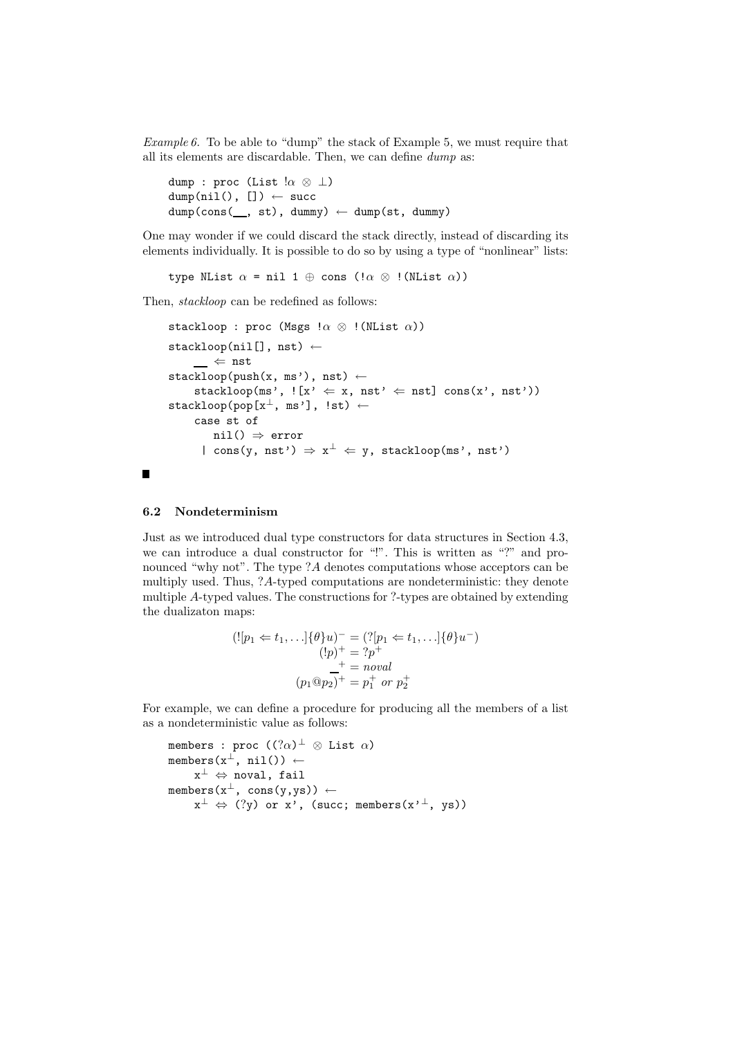*Example 6.* To be able to "dump" the stack of Example 5, we must require that all its elements are discardable. Then, we can define *dump* as:

```
dump : proc (List !α ⊗ ⊥)
dump(nil(), []) ← succ
dump(cons(__, st), dummy) ← dump(st, dummy)
```

One may wonder if we could discard the stack directly, instead of discarding its elements individually. It is possible to do so by using a type of "nonlinear" lists:

```
type NList α = nil 1 ⊕ cons (!α ⊗ !(NList α))
```

Then, *stackloop* can be redefined as follows:

```
stackloop : proc (Msgs !α ⊗ !(NList α))
stackloop(nil[], nst) ←
    __ ⇐ nst
stackloop(push(x, ms'), nst) ←
    stackloop(ms', ![x' ⇐ x, nst' ⇐ nst] cons(x', nst'))
stackloop(pop[x⊥, ms'], !st) ←
    case st of
       nil() ⇒ error
     | cons(y, nst') ⇒ x⊥ ⇐ y, stackloop(ms', nst')
```

■

### 6.2 Nondeterminism

Just as we introduced dual type constructors for data structures in Section 4.3, we can introduce a dual constructor for "!". This is written as "?" and pronounced "why not". The type $?A$ denotes computations whose acceptors can be multiply used. Thus, $?A$-typed computations are nondeterministic: they denote multiple $A$-typed values. The constructions for ?-types are obtained by extending the dualizaton maps:

$$(![p_1 \Leftarrow t_1, \ldots]\{\theta\}u)^- = (?[p_1 \Leftarrow t_1, \ldots]\{\theta\}u^-)$$
$$(!p)^+ = ?p^+$$
$$\_^+ = \mathit{noval}$$
$$(p_1 @ p_2)^+ = p_1^+ \ \mathit{or}\ p_2^+$$

For example, we can define a procedure for producing all the members of a list as a nondeterministic value as follows:

```
members : proc ((?α)⊥ ⊗ List α)
members(x⊥, nil()) ←
    x⊥ ⇔ noval, fail
members(x⊥, cons(y,ys)) ←
    x⊥ ⇔ (?y) or x', (succ; members(x'⊥, ys))
```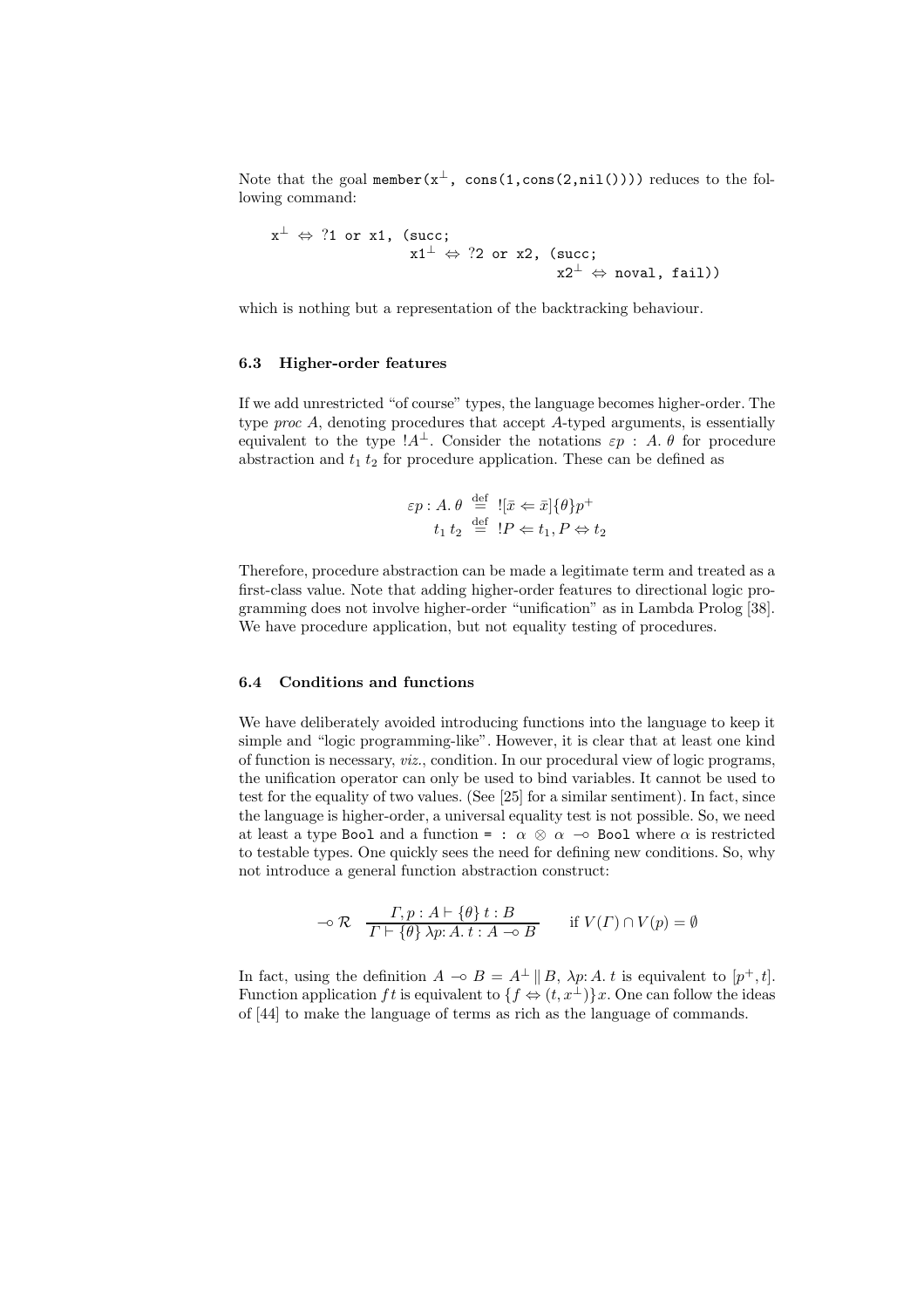Note that the goal `member(x⊥, cons(1,cons(2,nil())))` reduces to the following command:

```
x⊥ ⇔ ?1 or x1, (succ;
                x1⊥ ⇔ ?2 or x2, (succ;
                                 x2⊥ ⇔ noval, fail))
```

which is nothing but a representation of the backtracking behaviour.

### 6.3 Higher-order features

If we add unrestricted "of course" types, the language becomes higher-order. The type *proc A*, denoting procedures that accept $A$-typed arguments, is essentially equivalent to the type $!A^{\perp}$. Consider the notations $\varepsilon p : A.\, \theta$ for procedure abstraction and $t_1\, t_2$ for procedure application. These can be defined as

$$
\begin{aligned}
\varepsilon p : A.\, \theta &\stackrel{\text{def}}{=} ![\bar{x} \Leftarrow \bar{x}]\{\theta\}p^{+} \\
t_1\, t_2 &\stackrel{\text{def}}{=} !P \Leftarrow t_1, P \Leftrightarrow t_2
\end{aligned}
$$

Therefore, procedure abstraction can be made a legitimate term and treated as a first-class value. Note that adding higher-order features to directional logic programming does not involve higher-order "unification" as in Lambda Prolog [38]. We have procedure application, but not equality testing of procedures.

### 6.4 Conditions and functions

We have deliberately avoided introducing functions into the language to keep it simple and "logic programming-like". However, it is clear that at least one kind of function is necessary, *viz.*, condition. In our procedural view of logic programs, the unification operator can only be used to bind variables. It cannot be used to test for the equality of two values. (See [25] for a similar sentiment). In fact, since the language is higher-order, a universal equality test is not possible. So, we need at least a type `Bool` and a function `=` : $\alpha \otimes \alpha \multimap$ `Bool` where $\alpha$ is restricted to testable types. One quickly sees the need for defining new conditions. So, why not introduce a general function abstraction construct:

$$
\multimap \mathcal{R} \quad \frac{\Gamma, p : A \vdash \{\theta\}\, t : B}{\Gamma \vdash \{\theta\}\, \lambda p{:}\, A.\, t : A \multimap B} \qquad \text{if } V(\Gamma) \cap V(p) = \emptyset
$$

In fact, using the definition $A \multimap B = A^{\perp} \parallel B$, $\lambda p{:}\, A.\, t$ is equivalent to $[p^{+}, t]$. Function application $f\, t$ is equivalent to $\{f \Leftrightarrow (t, x^{\perp})\}x$. One can follow the ideas of [44] to make the language of terms as rich as the language of commands.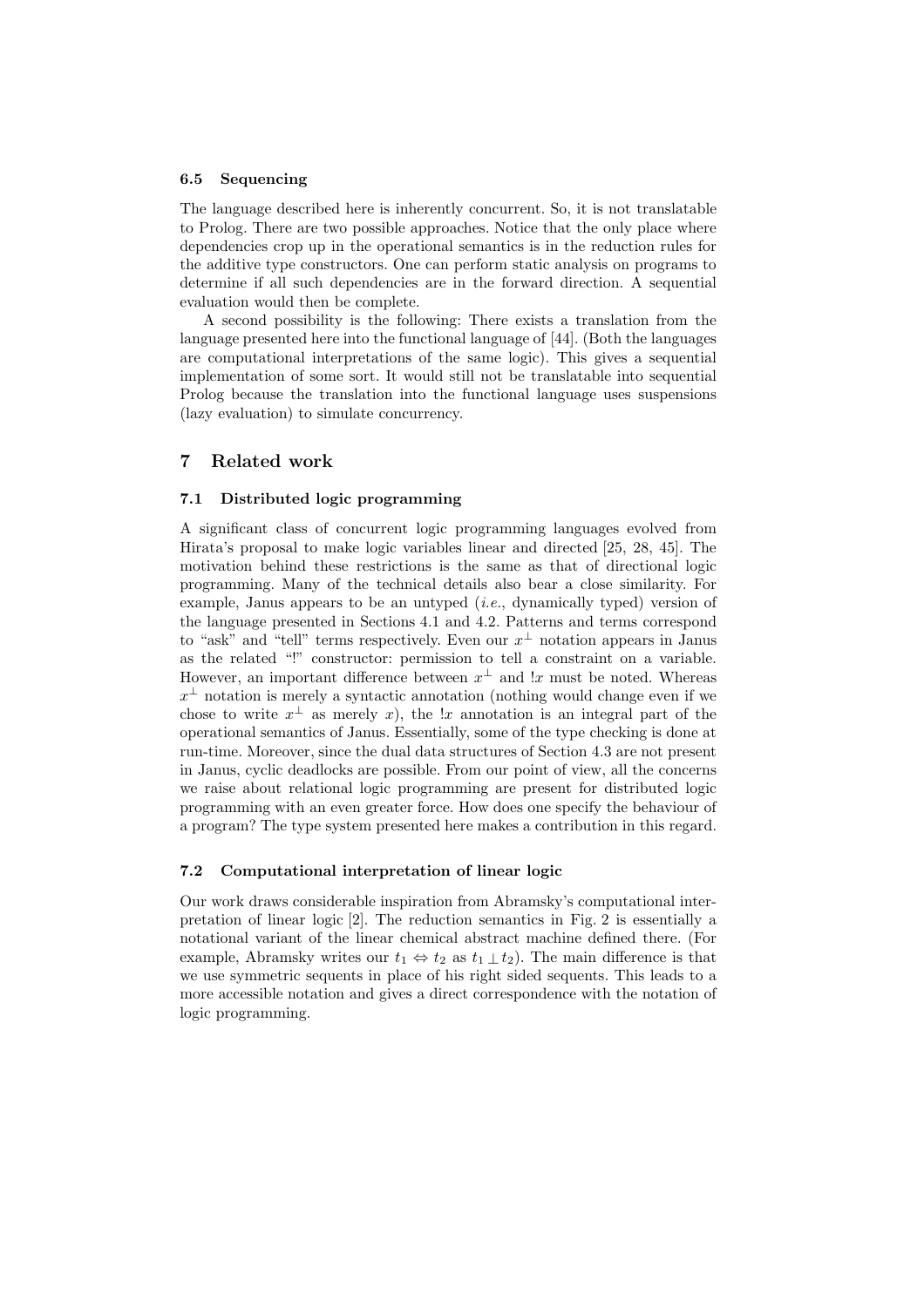### 6.5 Sequencing

The language described here is inherently concurrent. So, it is not translatable to Prolog. There are two possible approaches. Notice that the only place where dependencies crop up in the operational semantics is in the reduction rules for the additive type constructors. One can perform static analysis on programs to determine if all such dependencies are in the forward direction. A sequential evaluation would then be complete.

A second possibility is the following: There exists a translation from the language presented here into the functional language of [44]. (Both the languages are computational interpretations of the same logic). This gives a sequential implementation of some sort. It would still not be translatable into sequential Prolog because the translation into the functional language uses suspensions (lazy evaluation) to simulate concurrency.

## 7 Related work

### 7.1 Distributed logic programming

A significant class of concurrent logic programming languages evolved from Hirata's proposal to make logic variables linear and directed [25, 28, 45]. The motivation behind these restrictions is the same as that of directional logic programming. Many of the technical details also bear a close similarity. For example, Janus appears to be an untyped (*i.e.*, dynamically typed) version of the language presented in Sections 4.1 and 4.2. Patterns and terms correspond to "ask" and "tell" terms respectively. Even our $x^{\perp}$ notation appears in Janus as the related "!" constructor: permission to tell a constraint on a variable. However, an important difference between $x^{\perp}$ and $!x$ must be noted. Whereas $x^{\perp}$ notation is merely a syntactic annotation (nothing would change even if we chose to write $x^{\perp}$ as merely $x$), the $!x$ annotation is an integral part of the operational semantics of Janus. Essentially, some of the type checking is done at run-time. Moreover, since the dual data structures of Section 4.3 are not present in Janus, cyclic deadlocks are possible. From our point of view, all the concerns we raise about relational logic programming are present for distributed logic programming with an even greater force. How does one specify the behaviour of a program? The type system presented here makes a contribution in this regard.

### 7.2 Computational interpretation of linear logic

Our work draws considerable inspiration from Abramsky's computational interpretation of linear logic [2]. The reduction semantics in Fig. 2 is essentially a notational variant of the linear chemical abstract machine defined there. (For example, Abramsky writes our $t_1 \Leftrightarrow t_2$ as $t_1 \perp t_2$). The main difference is that we use symmetric sequents in place of his right sided sequents. This leads to a more accessible notation and gives a direct correspondence with the notation of logic programming.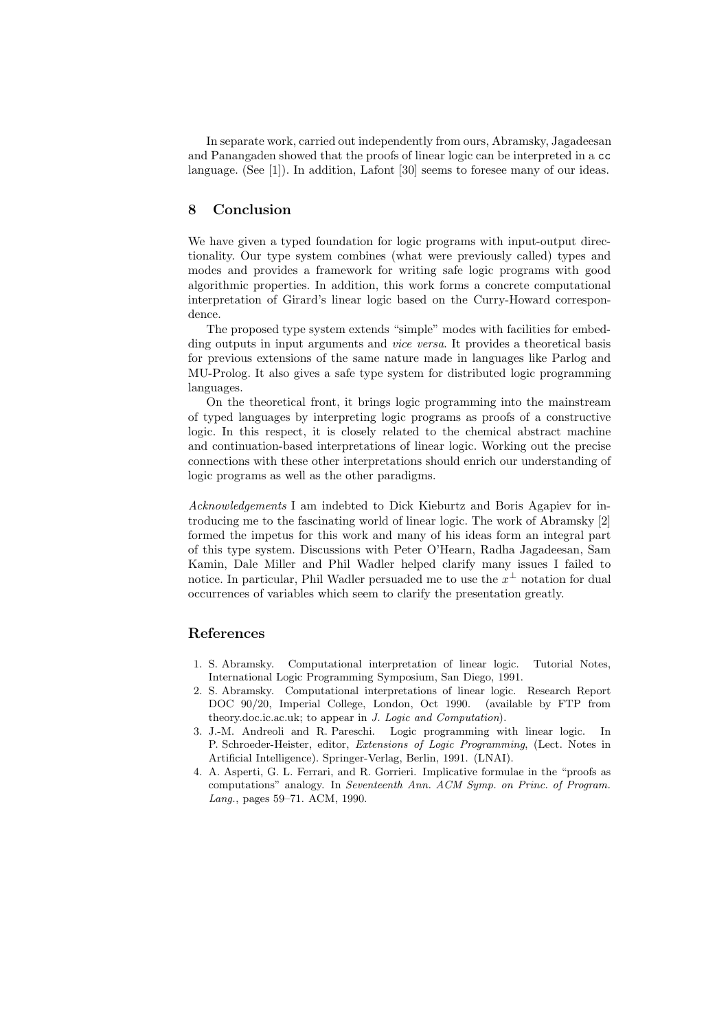In separate work, carried out independently from ours, Abramsky, Jagadeesan and Panangaden showed that the proofs of linear logic can be interpreted in a `cc` language. (See [1]). In addition, Lafont [30] seems to foresee many of our ideas.

## 8 Conclusion

We have given a typed foundation for logic programs with input-output directionality. Our type system combines (what were previously called) types and modes and provides a framework for writing safe logic programs with good algorithmic properties. In addition, this work forms a concrete computational interpretation of Girard's linear logic based on the Curry-Howard correspondence.

The proposed type system extends "simple" modes with facilities for embedding outputs in input arguments and *vice versa*. It provides a theoretical basis for previous extensions of the same nature made in languages like Parlog and MU-Prolog. It also gives a safe type system for distributed logic programming languages.

On the theoretical front, it brings logic programming into the mainstream of typed languages by interpreting logic programs as proofs of a constructive logic. In this respect, it is closely related to the chemical abstract machine and continuation-based interpretations of linear logic. Working out the precise connections with these other interpretations should enrich our understanding of logic programs as well as the other paradigms.

*Acknowledgements* I am indebted to Dick Kieburtz and Boris Agapiev for introducing me to the fascinating world of linear logic. The work of Abramsky [2] formed the impetus for this work and many of his ideas form an integral part of this type system. Discussions with Peter O'Hearn, Radha Jagadeesan, Sam Kamin, Dale Miller and Phil Wadler helped clarify many issues I failed to notice. In particular, Phil Wadler persuaded me to use the $x^{\perp}$ notation for dual occurrences of variables which seem to clarify the presentation greatly.

## References

1. S. Abramsky. Computational interpretation of linear logic. Tutorial Notes, International Logic Programming Symposium, San Diego, 1991.
2. S. Abramsky. Computational interpretations of linear logic. Research Report DOC 90/20, Imperial College, London, Oct 1990. (available by FTP from theory.doc.ic.ac.uk; to appear in *J. Logic and Computation*).
3. J.-M. Andreoli and R. Pareschi. Logic programming with linear logic. In P. Schroeder-Heister, editor, *Extensions of Logic Programming*, (Lect. Notes in Artificial Intelligence). Springer-Verlag, Berlin, 1991. (LNAI).
4. A. Asperti, G. L. Ferrari, and R. Gorrieri. Implicative formulae in the "proofs as computations" analogy. In *Seventeenth Ann. ACM Symp. on Princ. of Program. Lang.*, pages 59–71. ACM, 1990.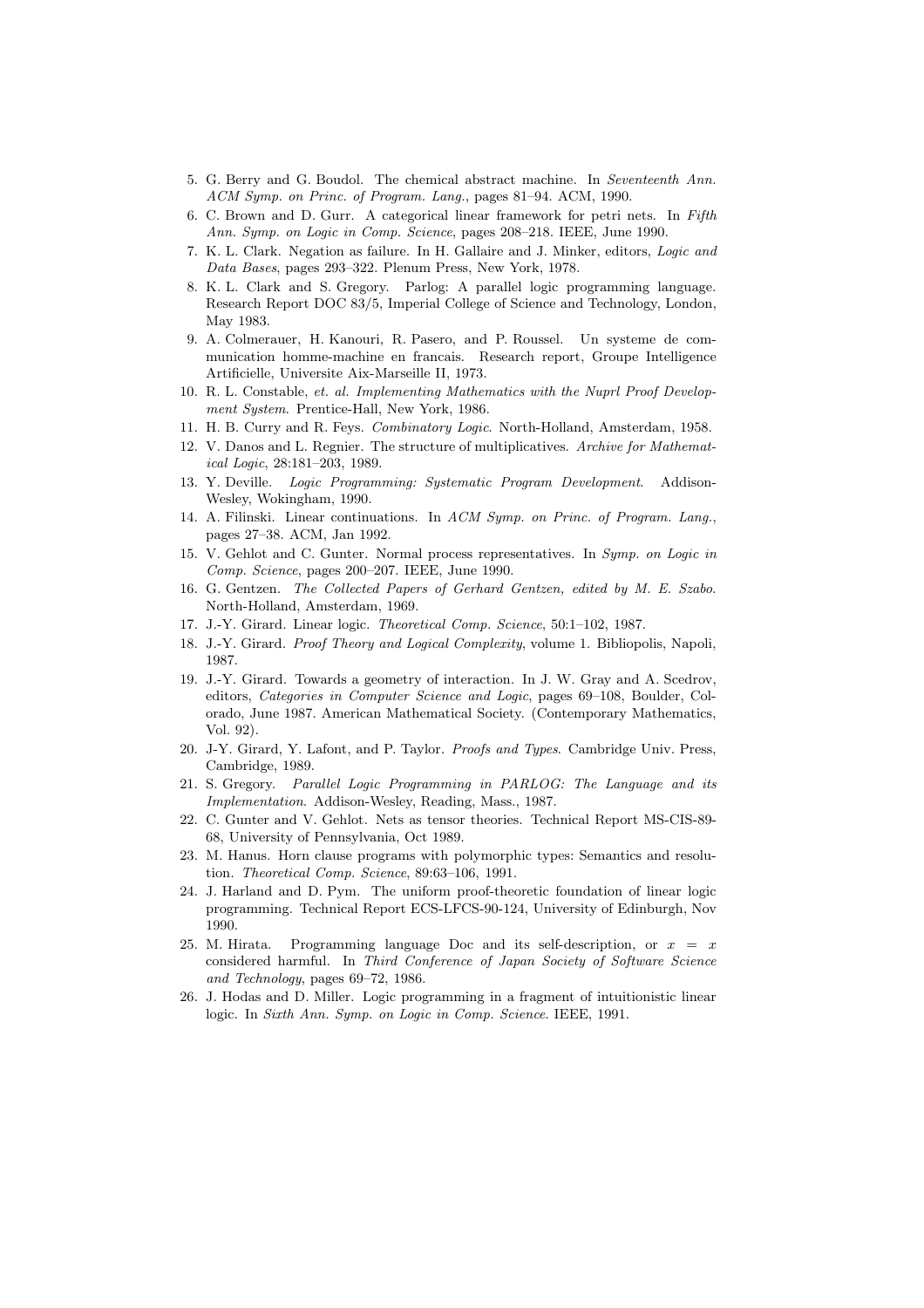5. G. Berry and G. Boudol. The chemical abstract machine. In *Seventeenth Ann. ACM Symp. on Princ. of Program. Lang.*, pages 81–94. ACM, 1990.
6. C. Brown and D. Gurr. A categorical linear framework for petri nets. In *Fifth Ann. Symp. on Logic in Comp. Science*, pages 208–218. IEEE, June 1990.
7. K. L. Clark. Negation as failure. In H. Gallaire and J. Minker, editors, *Logic and Data Bases*, pages 293–322. Plenum Press, New York, 1978.
8. K. L. Clark and S. Gregory. Parlog: A parallel logic programming language. Research Report DOC 83/5, Imperial College of Science and Technology, London, May 1983.
9. A. Colmerauer, H. Kanouri, R. Pasero, and P. Roussel. Un systeme de communication homme-machine en francais. Research report, Groupe Intelligence Artificielle, Universite Aix-Marseille II, 1973.
10. R. L. Constable, *et. al. Implementing Mathematics with the Nuprl Proof Development System*. Prentice-Hall, New York, 1986.
11. H. B. Curry and R. Feys. *Combinatory Logic*. North-Holland, Amsterdam, 1958.
12. V. Danos and L. Regnier. The structure of multiplicatives. *Archive for Mathematical Logic*, 28:181–203, 1989.
13. Y. Deville. *Logic Programming: Systematic Program Development*. Addison-Wesley, Wokingham, 1990.
14. A. Filinski. Linear continuations. In *ACM Symp. on Princ. of Program. Lang.*, pages 27–38. ACM, Jan 1992.
15. V. Gehlot and C. Gunter. Normal process representatives. In *Symp. on Logic in Comp. Science*, pages 200–207. IEEE, June 1990.
16. G. Gentzen. *The Collected Papers of Gerhard Gentzen, edited by M. E. Szabo*. North-Holland, Amsterdam, 1969.
17. J.-Y. Girard. Linear logic. *Theoretical Comp. Science*, 50:1–102, 1987.
18. J.-Y. Girard. *Proof Theory and Logical Complexity*, volume 1. Bibliopolis, Napoli, 1987.
19. J.-Y. Girard. Towards a geometry of interaction. In J. W. Gray and A. Scedrov, editors, *Categories in Computer Science and Logic*, pages 69–108, Boulder, Colorado, June 1987. American Mathematical Society. (Contemporary Mathematics, Vol. 92).
20. J-Y. Girard, Y. Lafont, and P. Taylor. *Proofs and Types*. Cambridge Univ. Press, Cambridge, 1989.
21. S. Gregory. *Parallel Logic Programming in PARLOG: The Language and its Implementation*. Addison-Wesley, Reading, Mass., 1987.
22. C. Gunter and V. Gehlot. Nets as tensor theories. Technical Report MS-CIS-89-68, University of Pennsylvania, Oct 1989.
23. M. Hanus. Horn clause programs with polymorphic types: Semantics and resolution. *Theoretical Comp. Science*, 89:63–106, 1991.
24. J. Harland and D. Pym. The uniform proof-theoretic foundation of linear logic programming. Technical Report ECS-LFCS-90-124, University of Edinburgh, Nov 1990.
25. M. Hirata. Programming language Doc and its self-description, or $x = x$ considered harmful. In *Third Conference of Japan Society of Software Science and Technology*, pages 69–72, 1986.
26. J. Hodas and D. Miller. Logic programming in a fragment of intuitionistic linear logic. In *Sixth Ann. Symp. on Logic in Comp. Science*. IEEE, 1991.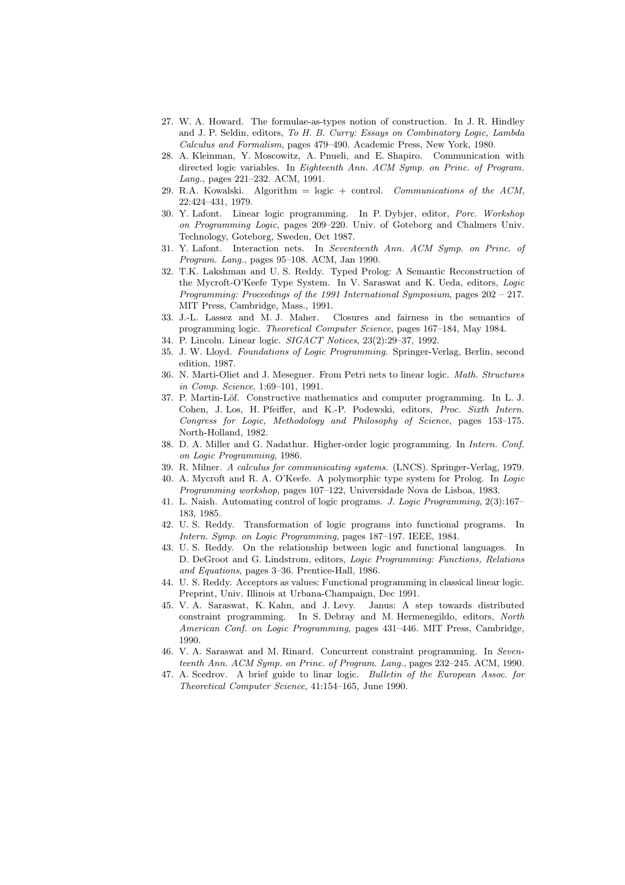27. W. A. Howard. The formulae-as-types notion of construction. In J. R. Hindley and J. P. Seldin, editors, *To H. B. Curry: Essays on Combinatory Logic, Lambda Calculus and Formalism*, pages 479–490. Academic Press, New York, 1980.
28. A. Kleinman, Y. Moscowitz, A. Pnueli, and E. Shapiro. Communication with directed logic variables. In *Eighteenth Ann. ACM Symp. on Princ. of Program. Lang.*, pages 221–232. ACM, 1991.
29. R.A. Kowalski. Algorithm = logic + control. *Communications of the ACM*, 22:424–431, 1979.
30. Y. Lafont. Linear logic programming. In P. Dybjer, editor, *Porc. Workshop on Programming Logic*, pages 209–220. Univ. of Goteborg and Chalmers Univ. Technology, Goteborg, Sweden, Oct 1987.
31. Y. Lafont. Interaction nets. In *Seventeenth Ann. ACM Symp. on Princ. of Program. Lang.*, pages 95–108. ACM, Jan 1990.
32. T.K. Lakshman and U. S. Reddy. Typed Prolog: A Semantic Reconstruction of the Mycroft-O'Keefe Type System. In V. Saraswat and K. Ueda, editors, *Logic Programming: Proceedings of the 1991 International Symposium*, pages 202 – 217. MIT Press, Cambridge, Mass., 1991.
33. J.-L. Lassez and M. J. Maher. Closures and fairness in the semantics of programming logic. *Theoretical Computer Science*, pages 167–184, May 1984.
34. P. Lincoln. Linear logic. *SIGACT Notices*, 23(2):29–37, 1992.
35. J. W. Lloyd. *Foundations of Logic Programming*. Springer-Verlag, Berlin, second edition, 1987.
36. N. Marti-Oliet and J. Meseguer. From Petri nets to linear logic. *Math. Structures in Comp. Science*, 1:69–101, 1991.
37. P. Martin-Löf. Constructive mathematics and computer programming. In L. J. Cohen, J. Los, H. Pfeiffer, and K.-P. Podewski, editors, *Proc. Sixth Intern. Congress for Logic, Methodology and Philosophy of Science*, pages 153–175. North-Holland, 1982.
38. D. A. Miller and G. Nadathur. Higher-order logic programming. In *Intern. Conf. on Logic Programming*, 1986.
39. R. Milner. *A calculus for communicating systems*. (LNCS). Springer-Verlag, 1979.
40. A. Mycroft and R. A. O'Keefe. A polymorphic type system for Prolog. In *Logic Programming workshop*, pages 107–122, Universidade Nova de Lisboa, 1983.
41. L. Naish. Automating control of logic programs. *J. Logic Programming*, 2(3):167–183, 1985.
42. U. S. Reddy. Transformation of logic programs into functional programs. In *Intern. Symp. on Logic Programming*, pages 187–197. IEEE, 1984.
43. U. S. Reddy. On the relationship between logic and functional languages. In D. DeGroot and G. Lindstrom, editors, *Logic Programming: Functions, Relations and Equations*, pages 3–36. Prentice-Hall, 1986.
44. U. S. Reddy. Acceptors as values: Functional programming in classical linear logic. Preprint, Univ. Illinois at Urbana-Champaign, Dec 1991.
45. V. A. Saraswat, K. Kahn, and J. Levy. Janus: A step towards distributed constraint programming. In S. Debray and M. Hermenegildo, editors, *North American Conf. on Logic Programming*, pages 431–446. MIT Press, Cambridge, 1990.
46. V. A. Saraswat and M. Rinard. Concurrent constraint programming. In *Seventeenth Ann. ACM Symp. on Princ. of Program. Lang.*, pages 232–245. ACM, 1990.
47. A. Scedrov. A brief guide to linar logic. *Bulletin of the European Assoc. for Theoretical Computer Science*, 41:154–165, June 1990.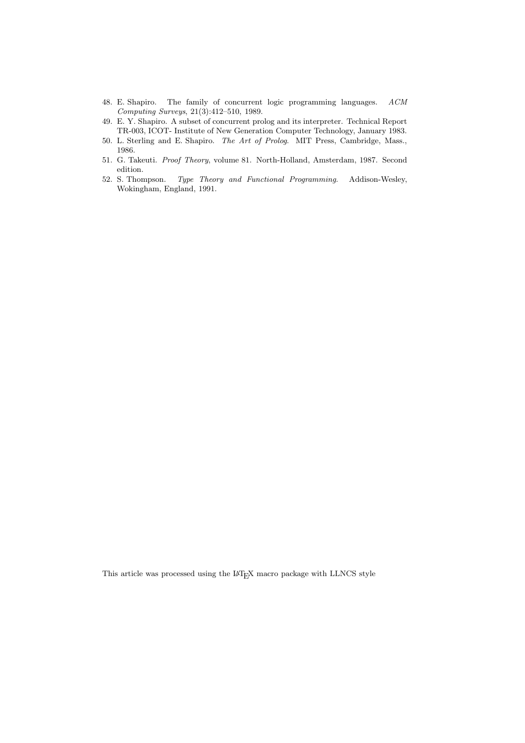48. E. Shapiro. The family of concurrent logic programming languages. *ACM Computing Surveys*, 21(3):412–510, 1989.
49. E. Y. Shapiro. A subset of concurrent prolog and its interpreter. Technical Report TR-003, ICOT- Institute of New Generation Computer Technology, January 1983.
50. L. Sterling and E. Shapiro. *The Art of Prolog*. MIT Press, Cambridge, Mass., 1986.
51. G. Takeuti. *Proof Theory*, volume 81. North-Holland, Amsterdam, 1987. Second edition.
52. S. Thompson. *Type Theory and Functional Programming*. Addison-Wesley, Wokingham, England, 1991.

This article was processed using the LaTeX macro package with LLNCS style